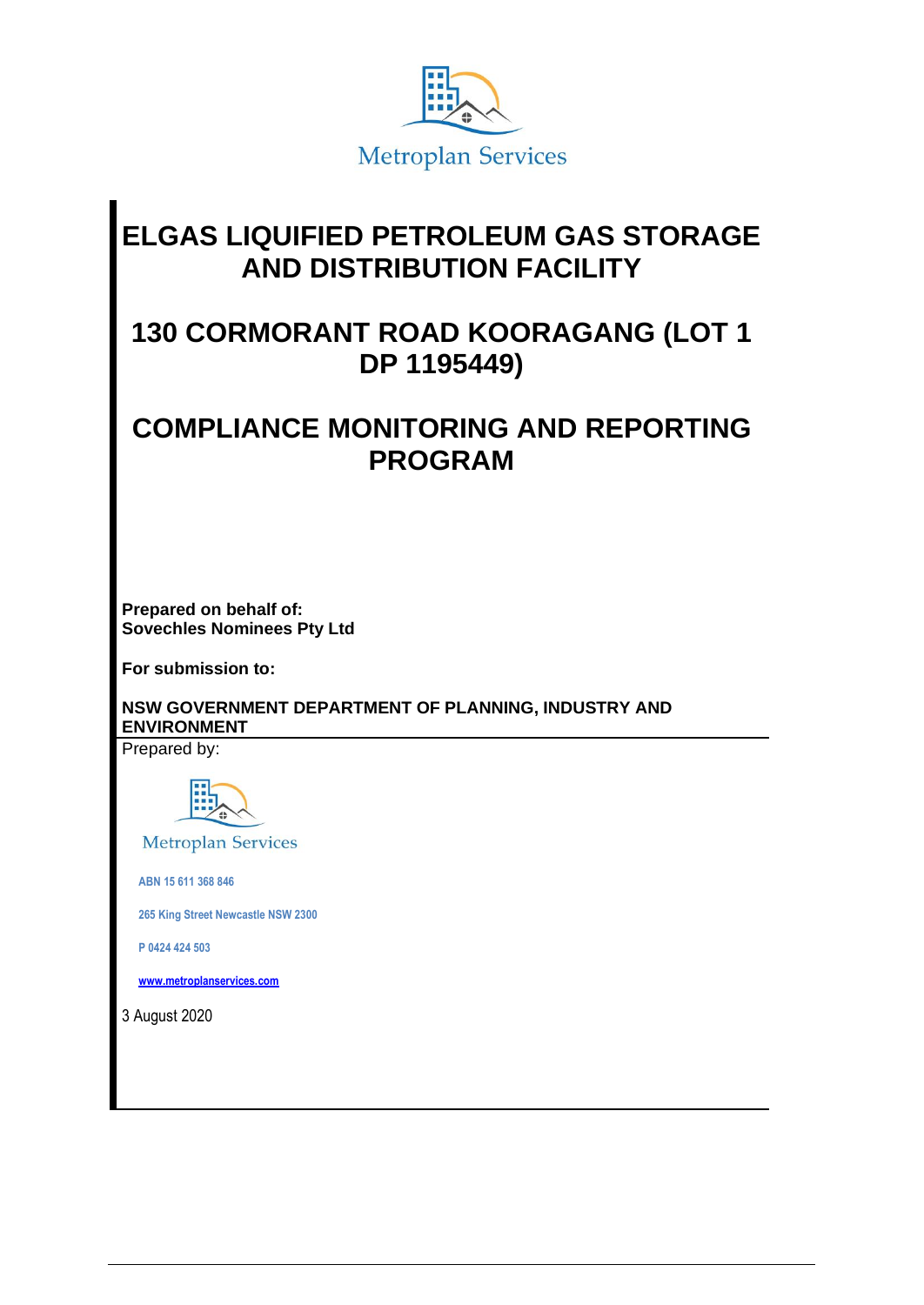Metroplan Services

# ELGAS LIQUIFIED PETROLEUM GAS STORAGE AND DISTRIBUTION FACILITY

# 130 CORMORANT ROAD KOORAGANG (LOT 1 DP 1195449)

# COMPLIANCE MONITORING AND REPORTING PROGRAM

**Prepared on behalf of:**
**Sovechles Nominees Pty Ltd**

**For submission to:**

**NSW GOVERNMENT DEPARTMENT OF PLANNING, INDUSTRY AND ENVIRONMENT**

Prepared by:

Metroplan Services

ABN 15 611 368 846

265 King Street Newcastle NSW 2300

P 0424 424 503

www.metroplanservices.com

3 August 2020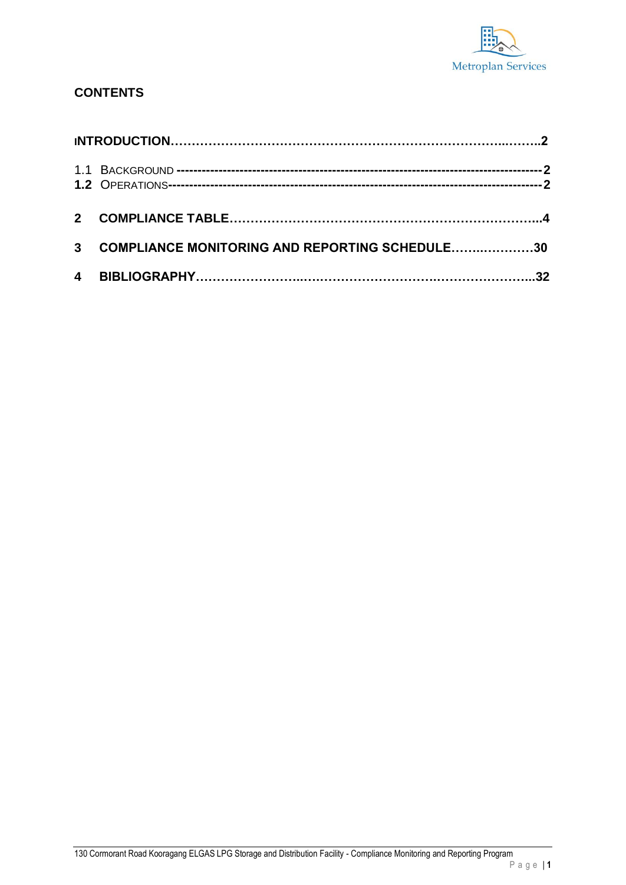**CONTENTS**

**INTRODUCTION……………………………………………………………………..……..2**

1.1 BACKGROUND ------------------------------------------------------------------------------------ 2
**1.2** OPERATIONS------------------------------------------------------------------------------------ 2

**2 COMPLIANCE TABLE…………………………………………………………………..4**

**3 COMPLIANCE MONITORING AND REPORTING SCHEDULE……..…………30**

**4 BIBLIOGRAPHY……………………..…………………………..…………….……..32**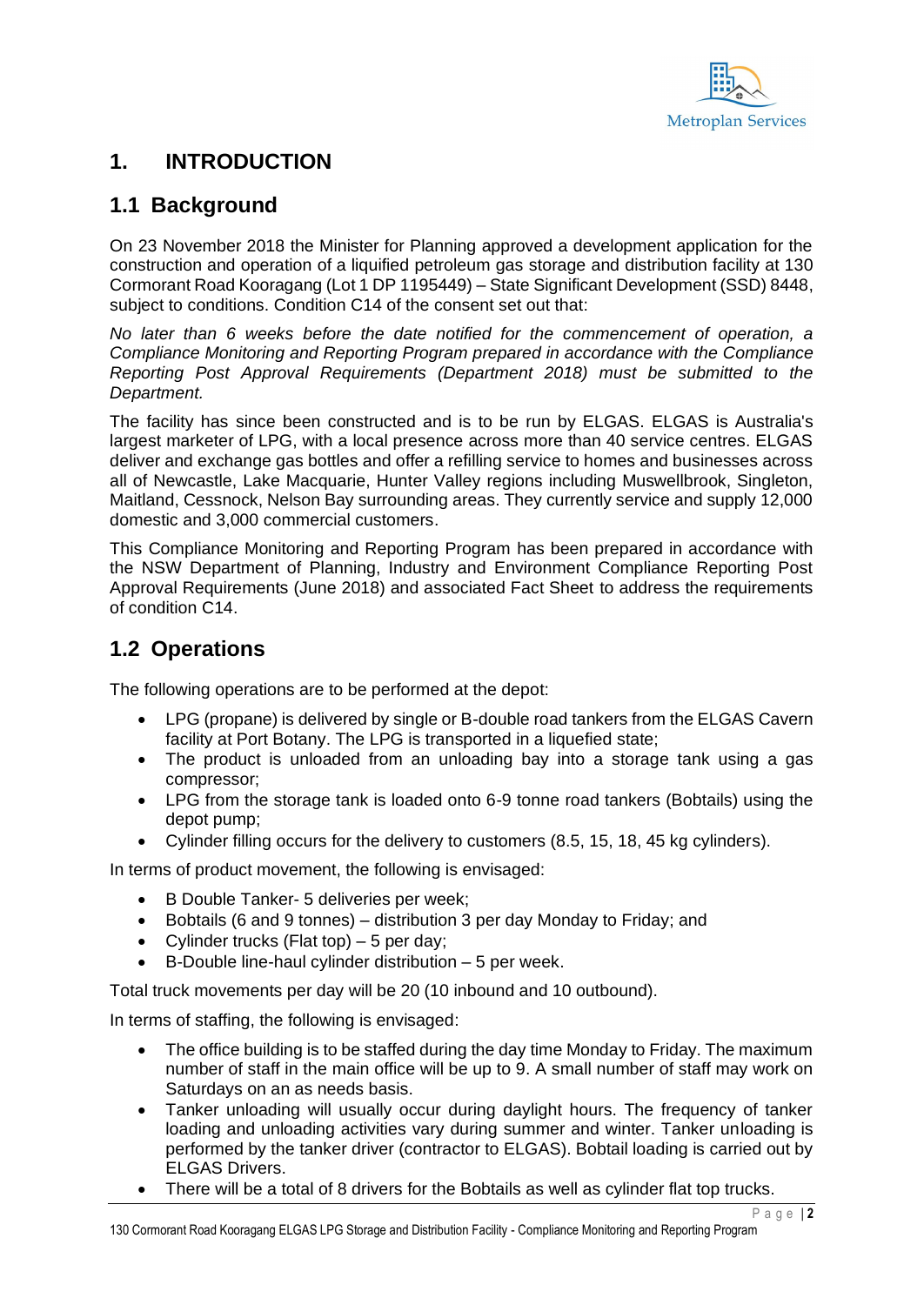# 1. INTRODUCTION

## 1.1 Background

On 23 November 2018 the Minister for Planning approved a development application for the construction and operation of a liquified petroleum gas storage and distribution facility at 130 Cormorant Road Kooragang (Lot 1 DP 1195449) – State Significant Development (SSD) 8448, subject to conditions. Condition C14 of the consent set out that:

*No later than 6 weeks before the date notified for the commencement of operation, a Compliance Monitoring and Reporting Program prepared in accordance with the Compliance Reporting Post Approval Requirements (Department 2018) must be submitted to the Department.*

The facility has since been constructed and is to be run by ELGAS. ELGAS is Australia's largest marketer of LPG, with a local presence across more than 40 service centres. ELGAS deliver and exchange gas bottles and offer a refilling service to homes and businesses across all of Newcastle, Lake Macquarie, Hunter Valley regions including Muswellbrook, Singleton, Maitland, Cessnock, Nelson Bay surrounding areas. They currently service and supply 12,000 domestic and 3,000 commercial customers.

This Compliance Monitoring and Reporting Program has been prepared in accordance with the NSW Department of Planning, Industry and Environment Compliance Reporting Post Approval Requirements (June 2018) and associated Fact Sheet to address the requirements of condition C14.

## 1.2 Operations

The following operations are to be performed at the depot:

- LPG (propane) is delivered by single or B-double road tankers from the ELGAS Cavern facility at Port Botany. The LPG is transported in a liquefied state;
- The product is unloaded from an unloading bay into a storage tank using a gas compressor;
- LPG from the storage tank is loaded onto 6-9 tonne road tankers (Bobtails) using the depot pump;
- Cylinder filling occurs for the delivery to customers (8.5, 15, 18, 45 kg cylinders).

In terms of product movement, the following is envisaged:

- B Double Tanker- 5 deliveries per week;
- Bobtails (6 and 9 tonnes) – distribution 3 per day Monday to Friday; and
- Cylinder trucks (Flat top) – 5 per day;
- B-Double line-haul cylinder distribution – 5 per week.

Total truck movements per day will be 20 (10 inbound and 10 outbound).

In terms of staffing, the following is envisaged:

- The office building is to be staffed during the day time Monday to Friday. The maximum number of staff in the main office will be up to 9. A small number of staff may work on Saturdays on an as needs basis.
- Tanker unloading will usually occur during daylight hours. The frequency of tanker loading and unloading activities vary during summer and winter. Tanker unloading is performed by the tanker driver (contractor to ELGAS). Bobtail loading is carried out by ELGAS Drivers.
- There will be a total of 8 drivers for the Bobtails as well as cylinder flat top trucks.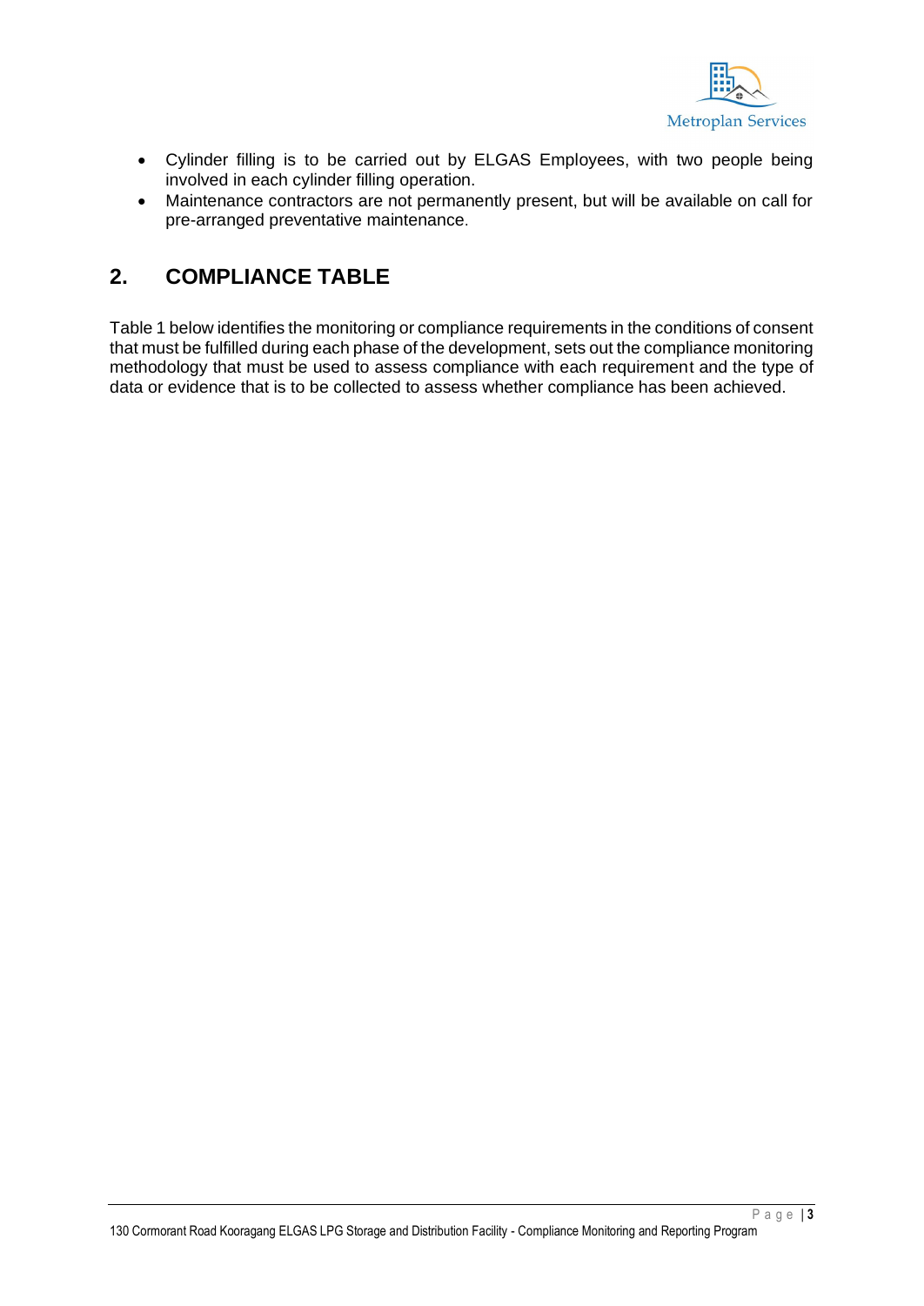- Cylinder filling is to be carried out by ELGAS Employees, with two people being involved in each cylinder filling operation.
- Maintenance contractors are not permanently present, but will be available on call for pre-arranged preventative maintenance.

## 2. COMPLIANCE TABLE

Table 1 below identifies the monitoring or compliance requirements in the conditions of consent that must be fulfilled during each phase of the development, sets out the compliance monitoring methodology that must be used to assess compliance with each requirement and the type of data or evidence that is to be collected to assess whether compliance has been achieved.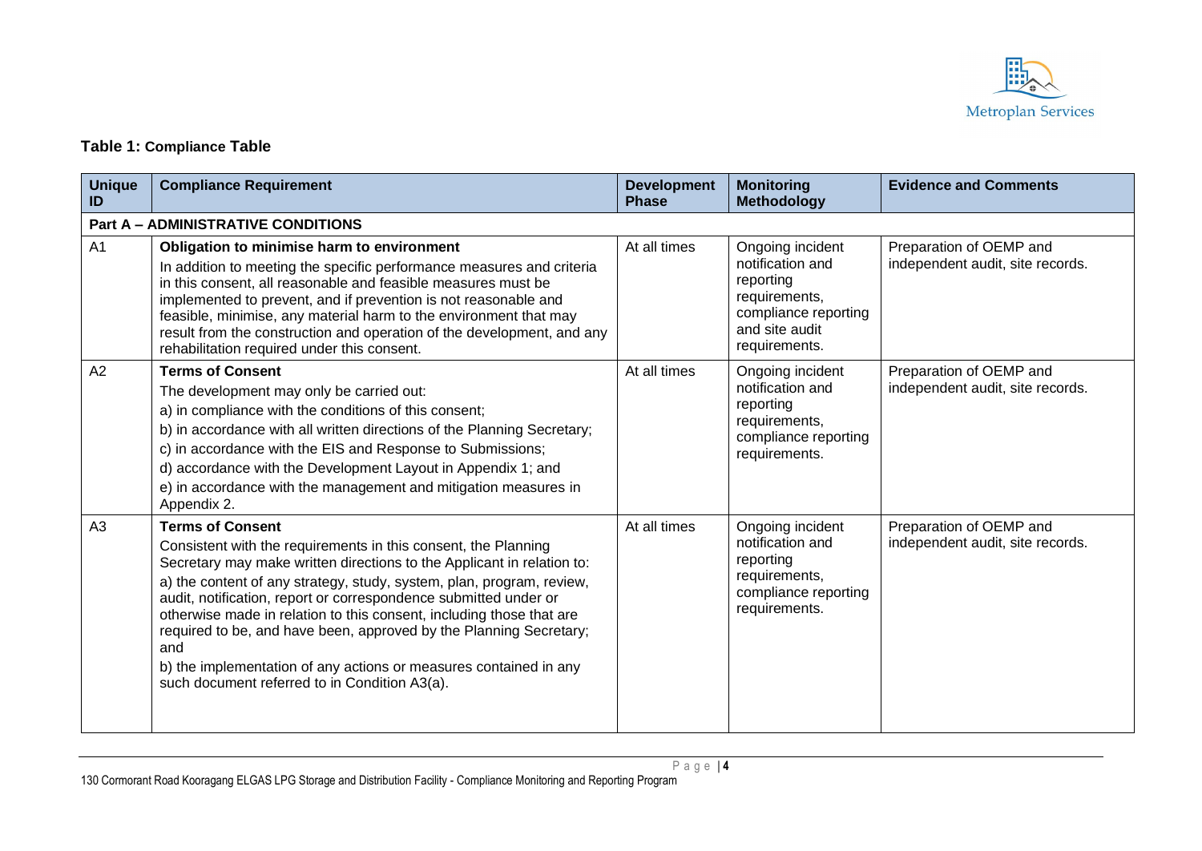**Table 1: Compliance Table**

| Unique ID | Compliance Requirement | Development Phase | Monitoring Methodology | Evidence and Comments |
|---|---|---|---|---|
| **Part A – ADMINISTRATIVE CONDITIONS** | | | | |
| A1 | **Obligation to minimise harm to environment**<br>In addition to meeting the specific performance measures and criteria in this consent, all reasonable and feasible measures must be implemented to prevent, and if prevention is not reasonable and feasible, minimise, any material harm to the environment that may result from the construction and operation of the development, and any rehabilitation required under this consent. | At all times | Ongoing incident notification and reporting requirements, compliance reporting and site audit requirements. | Preparation of OEMP and independent audit, site records. |
| A2 | **Terms of Consent**<br>The development may only be carried out:<br>a) in compliance with all the conditions of this consent;<br>b) in accordance with all written directions of the Planning Secretary;<br>c) in accordance with the EIS and Response to Submissions;<br>d) accordance with the Development Layout in Appendix 1; and<br>e) in accordance with the management and mitigation measures in Appendix 2. | At all times | Ongoing incident notification and reporting requirements, compliance reporting requirements. | Preparation of OEMP and independent audit, site records. |
| A3 | **Terms of Consent**<br>Consistent with the requirements in this consent, the Planning Secretary may make written directions to the Applicant in relation to:<br>a) the content of any strategy, study, system, plan, program, review, audit, notification, report or correspondence submitted under or otherwise made in relation to this consent, including those that are required to be, and have been, approved by the Planning Secretary; and<br>b) the implementation of any actions or measures contained in any such document referred to in Condition A3(a). | At all times | Ongoing incident notification and reporting requirements, compliance reporting requirements. | Preparation of OEMP and independent audit, site records. |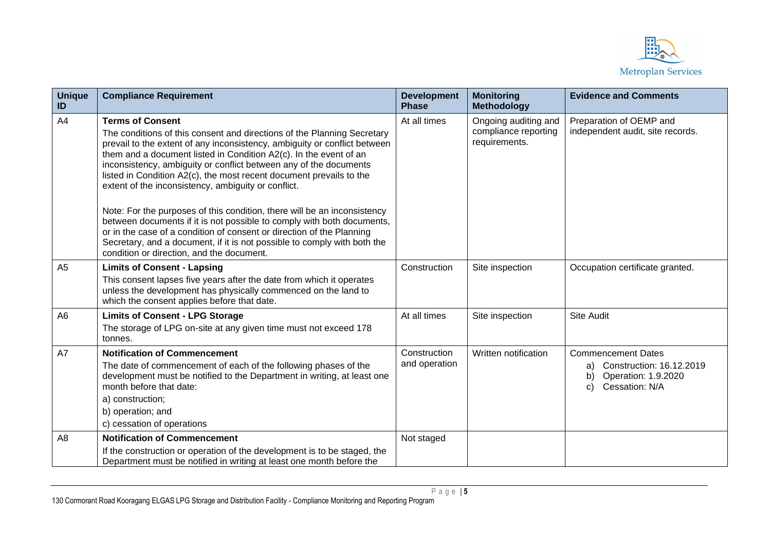| Unique ID | Compliance Requirement | Development Phase | Monitoring Methodology | Evidence and Comments |
|---|---|---|---|---|
| A4 | **Terms of Consent**<br>The conditions of this consent and directions of the Planning Secretary prevail to the extent of any inconsistency, ambiguity or conflict between them and a document listed in Condition A2(c). In the event of an inconsistency, ambiguity or conflict between any of the documents listed in Condition A2(c), the most recent document prevails to the extent of the inconsistency, ambiguity or conflict.<br><br>Note: For the purposes of this condition, there will be an inconsistency between documents if it is not possible to comply with both documents, or in the case of a condition of consent or direction of the Planning Secretary, and a document, if it is not possible to comply with both the condition or direction, and the document. | At all times | Ongoing auditing and compliance reporting requirements. | Preparation of OEMP and independent audit, site records. |
| A5 | **Limits of Consent - Lapsing**<br>This consent lapses five years after the date from which it operates unless the development has physically commenced on the land to which the consent applies before that date. | Construction | Site inspection | Occupation certificate granted. |
| A6 | **Limits of Consent - LPG Storage**<br>The storage of LPG on-site at any given time must not exceed 178 tonnes. | At all times | Site inspection | Site Audit |
| A7 | **Notification of Commencement**<br>The date of commencement of each of the following phases of the development must be notified to the Department in writing, at least one month before that date:<br>a) construction;<br>b) operation; and<br>c) cessation of operations | Construction and operation | Written notification | Commencement Dates<br>a) Construction: 16.12.2019<br>b) Operation: 1.9.2020<br>c) Cessation: N/A |
| A8 | **Notification of Commencement**<br>If the construction or operation of the development is to be staged, the Department must be notified in writing at least one month before the | Not staged | | |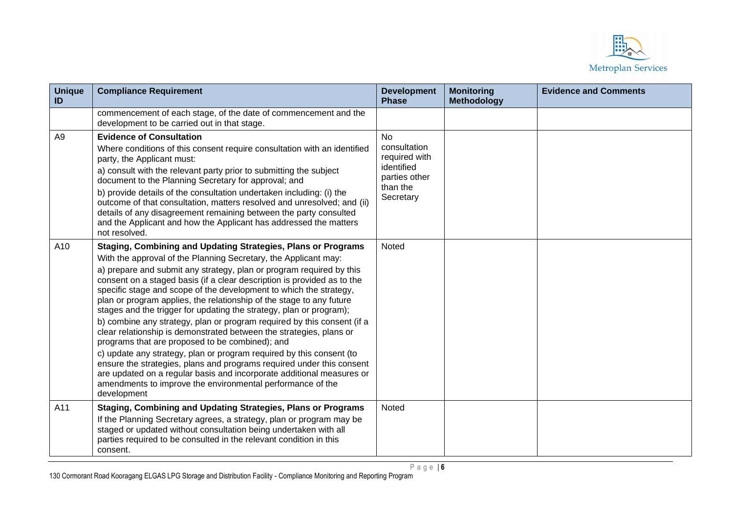| Unique ID | Compliance Requirement | Development Phase | Monitoring Methodology | Evidence and Comments |
|---|---|---|---|---|
| | commencement of each stage, of the date of commencement and the development to be carried out in that stage. | | | |
| A9 | **Evidence of Consultation**<br>Where conditions of this consent require consultation with an identified party, the Applicant must:<br>a) consult with the relevant party prior to submitting the subject document to the Planning Secretary for approval; and<br>b) provide details of the consultation undertaken including: (i) the outcome of that consultation, matters resolved and unresolved; and (ii) details of any disagreement remaining between the party consulted and the Applicant and how the Applicant has addressed the matters not resolved. | No consultation required with identified parties other than the Secretary | | |
| A10 | **Staging, Combining and Updating Strategies, Plans or Programs**<br>With the approval of the Planning Secretary, the Applicant may:<br>a) prepare and submit any strategy, plan or program required by this consent on a staged basis (if a clear description is provided as to the specific stage and scope of the development to which the strategy, plan or program applies, the relationship of the stage to any future stages and the trigger for updating the strategy, plan or program);<br>b) combine any strategy, plan or program required by this consent (if a clear relationship is demonstrated between the strategies, plans or programs that are proposed to be combined); and<br>c) update any strategy, plan or program required by this consent (to ensure the strategies, plans and programs required under this consent are updated on a regular basis and incorporate additional measures or amendments to improve the environmental performance of the development | Noted | | |
| A11 | **Staging, Combining and Updating Strategies, Plans or Programs**<br>If the Planning Secretary agrees, a strategy, plan or program may be staged or updated without consultation being undertaken with all parties required to be consulted in the relevant condition in this consent. | Noted | | |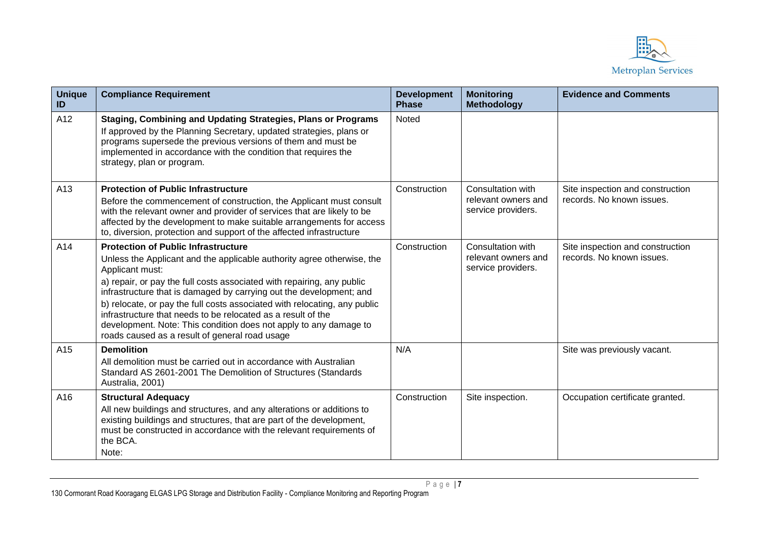| Unique ID | Compliance Requirement | Development Phase | Monitoring Methodology | Evidence and Comments |
|---|---|---|---|---|
| A12 | **Staging, Combining and Updating Strategies, Plans or Programs**<br>If approved by the Planning Secretary, updated strategies, plans or programs supersede the previous versions of them and must be implemented in accordance with the condition that requires the strategy, plan or program. | Noted | | |
| A13 | **Protection of Public Infrastructure**<br>Before the commencement of construction, the Applicant must consult with the relevant owner and provider of services that are likely to be affected by the development to make suitable arrangements for access to, diversion, protection and support of the affected infrastructure | Construction | Consultation with relevant owners and service providers. | Site inspection and construction records. No known issues. |
| A14 | **Protection of Public Infrastructure**<br>Unless the Applicant and the applicable authority agree otherwise, the Applicant must:<br>a) repair, or pay the full costs associated with repairing, any public infrastructure that is damaged by carrying out the development; and<br>b) relocate, or pay the full costs associated with relocating, any public infrastructure that needs to be relocated as a result of the development. Note: This condition does not apply to any damage to roads caused as a result of general road usage | Construction | Consultation with relevant owners and service providers. | Site inspection and construction records. No known issues. |
| A15 | **Demolition**<br>All demolition must be carried out in accordance with Australian Standard AS 2601-2001 The Demolition of Structures (Standards Australia, 2001) | N/A | | Site was previously vacant. |
| A16 | **Structural Adequacy**<br>All new buildings and structures, and any alterations or additions to existing buildings and structures, that are part of the development, must be constructed in accordance with the relevant requirements of the BCA.<br>Note: | Construction | Site inspection. | Occupation certificate granted. |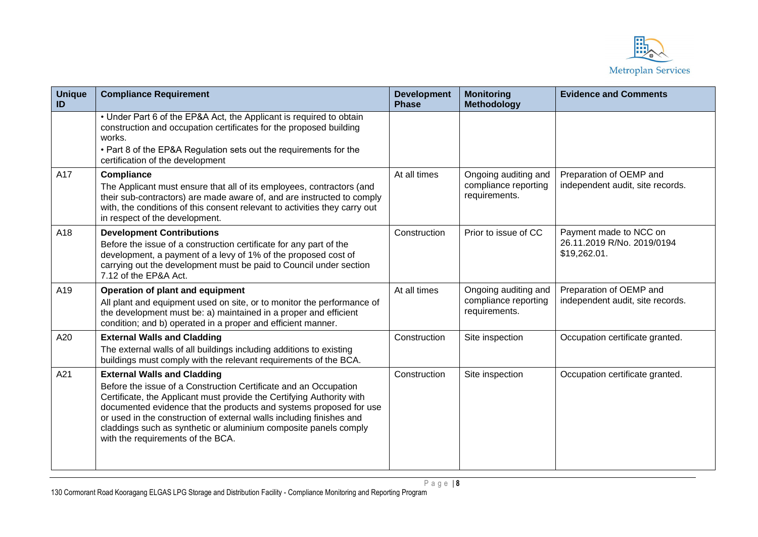| Unique ID | Compliance Requirement | Development Phase | Monitoring Methodology | Evidence and Comments |
|---|---|---|---|---|
| | • Under Part 6 of the EP&A Act, the Applicant is required to obtain construction and occupation certificates for the proposed building works.<br>• Part 8 of the EP&A Regulation sets out the requirements for the certification of the development | | | |
| A17 | **Compliance**<br>The Applicant must ensure that all of its employees, contractors (and their sub-contractors) are made aware of, and are instructed to comply with, the conditions of this consent relevant to activities they carry out in respect of the development. | At all times | Ongoing auditing and compliance reporting requirements. | Preparation of OEMP and independent audit, site records. |
| A18 | **Development Contributions**<br>Before the issue of a construction certificate for any part of the development, a payment of a levy of 1% of the proposed cost of carrying out the development must be paid to Council under section 7.12 of the EP&A Act. | Construction | Prior to issue of CC | Payment made to NCC on 26.11.2019 R/No. 2019/0194 $19,262.01. |
| A19 | **Operation of plant and equipment**<br>All plant and equipment used on site, or to monitor the performance of the development must be: a) maintained in a proper and efficient condition; and b) operated in a proper and efficient manner. | At all times | Ongoing auditing and compliance reporting requirements. | Preparation of OEMP and independent audit, site records. |
| A20 | **External Walls and Cladding**<br>The external walls of all buildings including additions to existing buildings must comply with the relevant requirements of the BCA. | Construction | Site inspection | Occupation certificate granted. |
| A21 | **External Walls and Cladding**<br>Before the issue of a Construction Certificate and an Occupation Certificate, the Applicant must provide the Certifying Authority with documented evidence that the products and systems proposed for use or used in the construction of external walls including finishes and claddings such as synthetic or aluminium composite panels comply with the requirements of the BCA. | Construction | Site inspection | Occupation certificate granted. |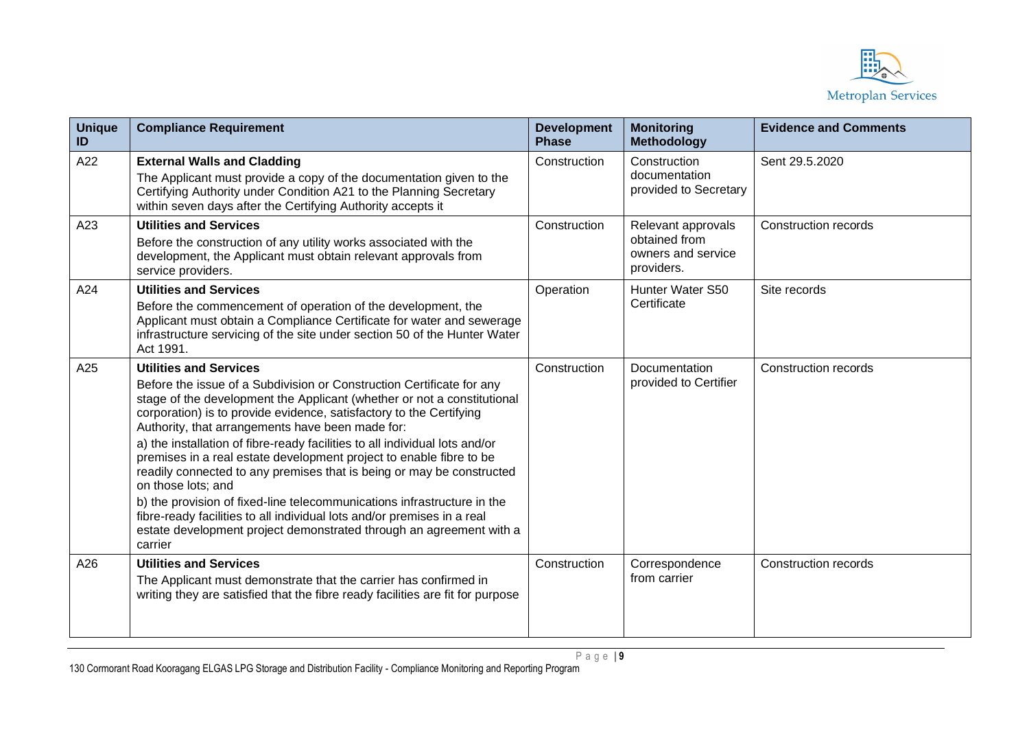| Unique ID | Compliance Requirement | Development Phase | Monitoring Methodology | Evidence and Comments |
|---|---|---|---|---|
| A22 | **External Walls and Cladding**<br>The Applicant must provide a copy of the documentation given to the Certifying Authority under Condition A21 to the Planning Secretary within seven days after the Certifying Authority accepts it | Construction | Construction documentation provided to Secretary | Sent 29.5.2020 |
| A23 | **Utilities and Services**<br>Before the construction of any utility works associated with the development, the Applicant must obtain relevant approvals from service providers. | Construction | Relevant approvals obtained from owners and service providers. | Construction records |
| A24 | **Utilities and Services**<br>Before the commencement of operation of the development, the Applicant must obtain a Compliance Certificate for water and sewerage infrastructure servicing of the site under section 50 of the Hunter Water Act 1991. | Operation | Hunter Water S50 Certificate | Site records |
| A25 | **Utilities and Services**<br>Before the issue of a Subdivision or Construction Certificate for any stage of the development the Applicant (whether or not a constitutional corporation) is to provide evidence, satisfactory to the Certifying Authority, that arrangements have been made for:<br>a) the installation of fibre-ready facilities to all individual lots and/or premises in a real estate development project to enable fibre to be readily connected to any premises that is being or may be constructed on those lots; and<br>b) the provision of fixed-line telecommunications infrastructure in the fibre-ready facilities to all individual lots and/or premises in a real estate development project demonstrated through an agreement with a carrier | Construction | Documentation provided to Certifier | Construction records |
| A26 | **Utilities and Services**<br>The Applicant must demonstrate that the carrier has confirmed in writing they are satisfied that the fibre ready facilities are fit for purpose | Construction | Correspondence from carrier | Construction records |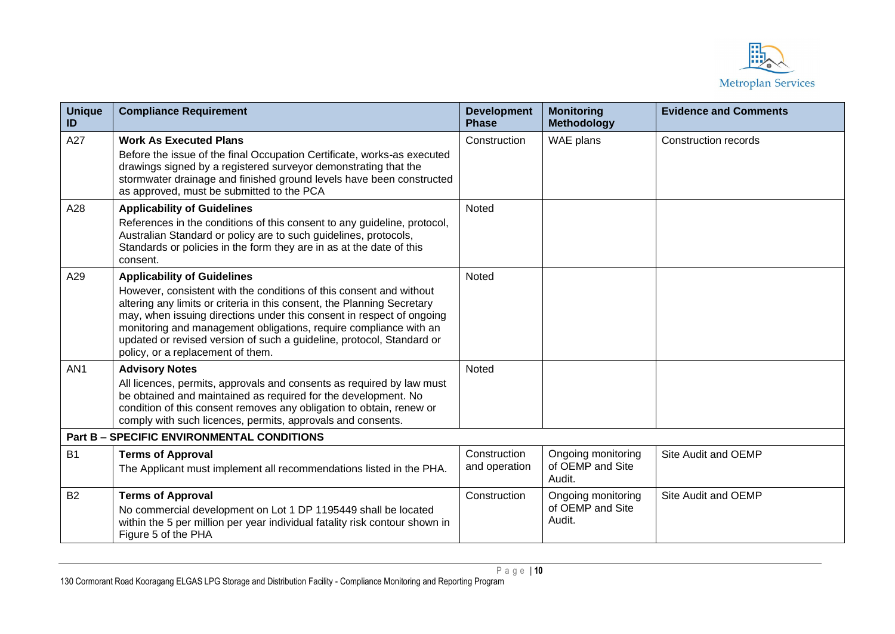| Unique ID | Compliance Requirement | Development Phase | Monitoring Methodology | Evidence and Comments |
|---|---|---|---|---|
| A27 | **Work As Executed Plans**<br>Before the issue of the final Occupation Certificate, works-as executed drawings signed by a registered surveyor demonstrating that the stormwater drainage and finished ground levels have been constructed as approved, must be submitted to the PCA | Construction | WAE plans | Construction records |
| A28 | **Applicability of Guidelines**<br>References in the conditions of this consent to any guideline, protocol, Australian Standard or policy are to such guidelines, protocols, Standards or policies in the form they are in as at the date of this consent. | Noted | | |
| A29 | **Applicability of Guidelines**<br>However, consistent with the conditions of this consent and without altering any limits or criteria in this consent, the Planning Secretary may, when issuing directions under this consent in respect of ongoing monitoring and management obligations, require compliance with an updated or revised version of such a guideline, protocol, Standard or policy, or a replacement of them. | Noted | | |
| AN1 | **Advisory Notes**<br>All licences, permits, approvals and consents as required by law must be obtained and maintained as required for the development. No condition of this consent removes any obligation to obtain, renew or comply with such licences, permits, approvals and consents. | Noted | | |
| **Part B – SPECIFIC ENVIRONMENTAL CONDITIONS** | | | | |
| B1 | **Terms of Approval**<br>The Applicant must implement all recommendations listed in the PHA. | Construction and operation | Ongoing monitoring of OEMP and Site Audit. | Site Audit and OEMP |
| B2 | **Terms of Approval**<br>No commercial development on Lot 1 DP 1195449 shall be located within the 5 per million per year individual fatality risk contour shown in Figure 5 of the PHA | Construction | Ongoing monitoring of OEMP and Site Audit. | Site Audit and OEMP |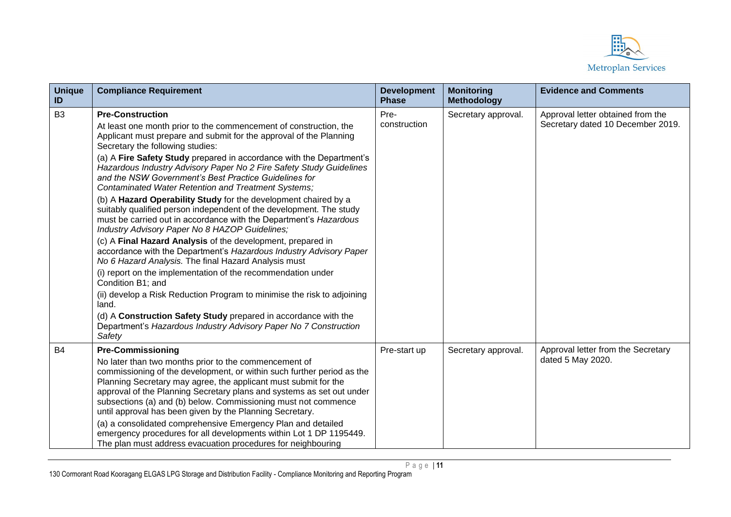| Unique ID | Compliance Requirement | Development Phase | Monitoring Methodology | Evidence and Comments |
|---|---|---|---|---|
| B3 | **Pre-Construction**<br>At least one month prior to the commencement of construction, the Applicant must prepare and submit for the approval of the Planning Secretary the following studies:<br>(a) A **Fire Safety Study** prepared in accordance with the Department's *Hazardous Industry Advisory Paper No 2 Fire Safety Study Guidelines and the NSW Government's Best Practice Guidelines for Contaminated Water Retention and Treatment Systems;*<br>(b) A **Hazard Operability Study** for the development chaired by a suitably qualified person independent of the development. The study must be carried out in accordance with the Department's *Hazardous Industry Advisory Paper No 8 HAZOP Guidelines;*<br>(c) A **Final Hazard Analysis** of the development, prepared in accordance with the Department's *Hazardous Industry Advisory Paper No 6 Hazard Analysis.* The final Hazard Analysis must<br>(i) report on the implementation of the recommendation under Condition B1; and<br>(ii) develop a Risk Reduction Program to minimise the risk to adjoining land.<br>(d) A **Construction Safety Study** prepared in accordance with the Department's *Hazardous Industry Advisory Paper No 7 Construction Safety* | Pre-construction | Secretary approval. | Approval letter obtained from the Secretary dated 10 December 2019. |
| B4 | **Pre-Commissioning**<br>No later than two months prior to the commencement of commissioning of the development, or within such further period as the Planning Secretary may agree, the applicant must submit for the approval of the Planning Secretary plans and systems as set out under subsections (a) and (b) below. Commissioning must not commence until approval has been given by the Planning Secretary.<br>(a) a consolidated comprehensive Emergency Plan and detailed emergency procedures for all developments within Lot 1 DP 1195449. The plan must address evacuation procedures for neighbouring | Pre-start up | Secretary approval. | Approval letter from the Secretary dated 5 May 2020. |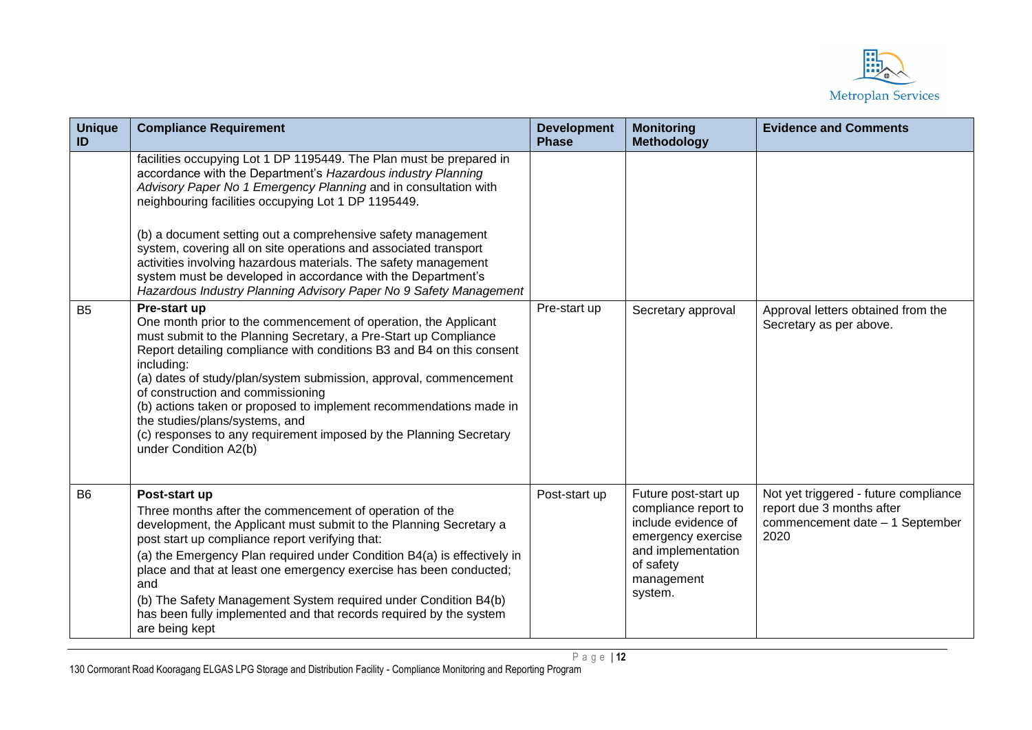| Unique ID | Compliance Requirement | Development Phase | Monitoring Methodology | Evidence and Comments |
|---|---|---|---|---|
| | facilities occupying Lot 1 DP 1195449. The Plan must be prepared in accordance with the Department's *Hazardous industry Planning Advisory Paper No 1 Emergency Planning* and in consultation with neighbouring facilities occupying Lot 1 DP 1195449.<br><br>(b) a document setting out a comprehensive safety management system, covering all on site operations and associated transport activities involving hazardous materials. The safety management system must be developed in accordance with the Department's *Hazardous Industry Planning Advisory Paper No 9 Safety Management* | | | |
| B5 | **Pre-start up**<br>One month prior to the commencement of operation, the Applicant must submit to the Planning Secretary, a Pre-Start up Compliance Report detailing compliance with conditions B3 and B4 on this consent including:<br>(a) dates of study/plan/system submission, approval, commencement of construction and commissioning<br>(b) actions taken or proposed to implement recommendations made in the studies/plans/systems, and<br>(c) responses to any requirement imposed by the Planning Secretary under Condition A2(b) | Pre-start up | Secretary approval | Approval letters obtained from the Secretary as per above. |
| B6 | **Post-start up**<br>Three months after the commencement of operation of the development, the Applicant must submit to the Planning Secretary a post start up compliance report verifying that:<br>(a) the Emergency Plan required under Condition B4(a) is effectively in place and that at least one emergency exercise has been conducted; and<br>(b) The Safety Management System required under Condition B4(b) has been fully implemented and that records required by the system are being kept | Post-start up | Future post-start up compliance report to include evidence of emergency exercise and implementation of safety management system. | Not yet triggered - future compliance report due 3 months after commencement date – 1 September 2020 |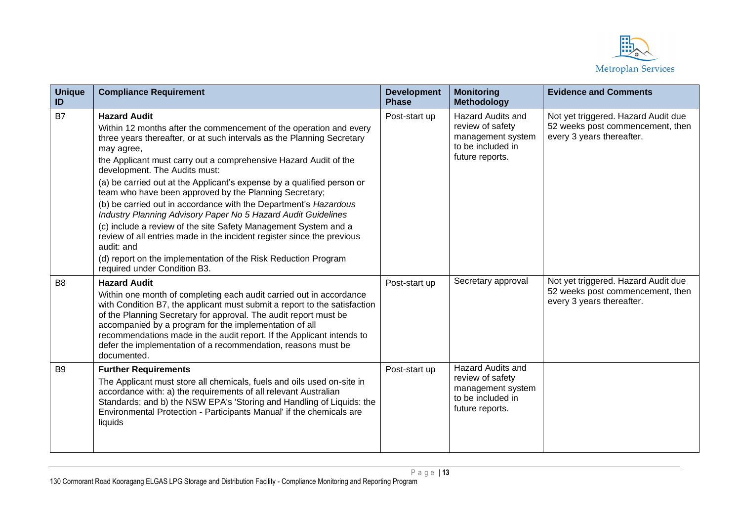| Unique ID | Compliance Requirement | Development Phase | Monitoring Methodology | Evidence and Comments |
|---|---|---|---|---|
| B7 | **Hazard Audit**<br>Within 12 months after the commencement of the operation and every three years thereafter, or at such intervals as the Planning Secretary may agree,<br>the Applicant must carry out a comprehensive Hazard Audit of the development. The Audits must:<br>(a) be carried out at the Applicant's expense by a qualified person or team who have been approved by the Planning Secretary;<br>(b) be carried out in accordance with the Department's *Hazardous Industry Planning Advisory Paper No 5 Hazard Audit Guidelines*<br>(c) include a review of the site Safety Management System and a review of all entries made in the incident register since the previous audit: and<br>(d) report on the implementation of the Risk Reduction Program required under Condition B3. | Post-start up | Hazard Audits and review of safety management system to be included in future reports. | Not yet triggered. Hazard Audit due 52 weeks post commencement, then every 3 years thereafter. |
| B8 | **Hazard Audit**<br>Within one month of completing each audit carried out in accordance with Condition B7, the applicant must submit a report to the satisfaction of the Planning Secretary for approval. The audit report must be accompanied by a program for the implementation of all recommendations made in the audit report. If the Applicant intends to defer the implementation of a recommendation, reasons must be documented. | Post-start up | Secretary approval | Not yet triggered. Hazard Audit due 52 weeks post commencement, then every 3 years thereafter. |
| B9 | **Further Requirements**<br>The Applicant must store all chemicals, fuels and oils used on-site in accordance with: a) the requirements of all relevant Australian Standards; and b) the NSW EPA's 'Storing and Handling of Liquids: the Environmental Protection - Participants Manual' if the chemicals are liquids | Post-start up | Hazard Audits and review of safety management system to be included in future reports. | |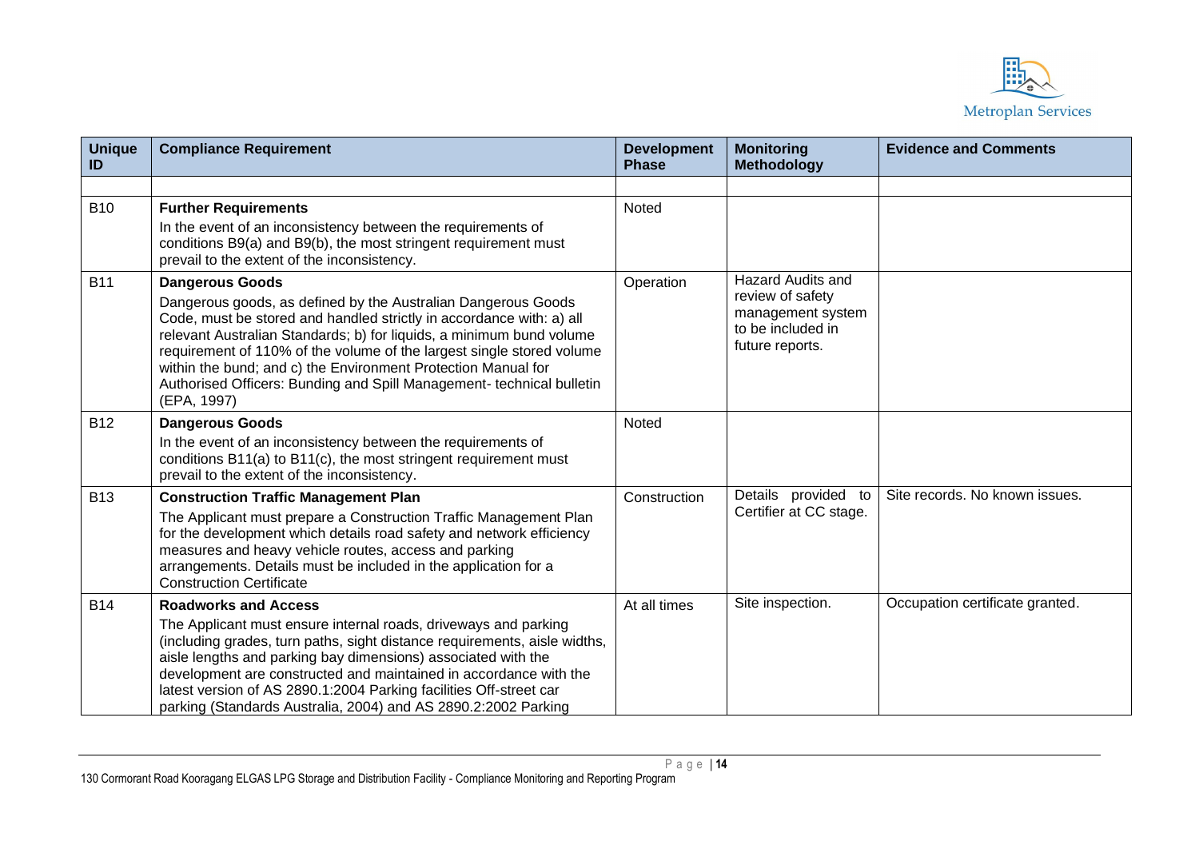| Unique ID | Compliance Requirement | Development Phase | Monitoring Methodology | Evidence and Comments |
|---|---|---|---|---|
| | | | | |
| B10 | **Further Requirements**<br>In the event of an inconsistency between the requirements of conditions B9(a) and B9(b), the most stringent requirement must prevail to the extent of the inconsistency. | Noted | | |
| B11 | **Dangerous Goods**<br>Dangerous goods, as defined by the Australian Dangerous Goods Code, must be stored and handled strictly in accordance with: a) all relevant Australian Standards; b) for liquids, a minimum bund volume requirement of 110% of the volume of the largest single stored volume within the bund; and c) the Environment Protection Manual for Authorised Officers: Bunding and Spill Management- technical bulletin (EPA, 1997) | Operation | Hazard Audits and review of safety management system to be included in future reports. | |
| B12 | **Dangerous Goods**<br>In the event of an inconsistency between the requirements of conditions B11(a) to B11(c), the most stringent requirement must prevail to the extent of the inconsistency. | Noted | | |
| B13 | **Construction Traffic Management Plan**<br>The Applicant must prepare a Construction Traffic Management Plan for the development which details road safety and network efficiency measures and heavy vehicle routes, access and parking arrangements. Details must be included in the application for a Construction Certificate | Construction | Details provided to Certifier at CC stage. | Site records. No known issues. |
| B14 | **Roadworks and Access**<br>The Applicant must ensure internal roads, driveways and parking (including grades, turn paths, sight distance requirements, aisle widths, aisle lengths and parking bay dimensions) associated with the development are constructed and maintained in accordance with the latest version of AS 2890.1:2004 Parking facilities Off-street car parking (Standards Australia, 2004) and AS 2890.2:2002 Parking | At all times | Site inspection. | Occupation certificate granted. |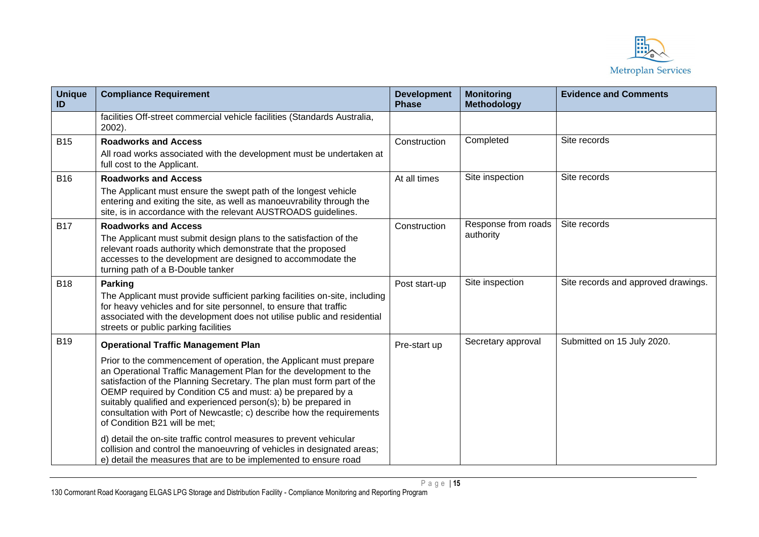| Unique ID | Compliance Requirement | Development Phase | Monitoring Methodology | Evidence and Comments |
|---|---|---|---|---|
| | facilities Off-street commercial vehicle facilities (Standards Australia, 2002). | | | |
| B15 | **Roadworks and Access**<br>All road works associated with the development must be undertaken at full cost to the Applicant. | Construction | Completed | Site records |
| B16 | **Roadworks and Access**<br>The Applicant must ensure the swept path of the longest vehicle entering and exiting the site, as well as manoeuvrability through the site, is in accordance with the relevant AUSTROADS guidelines. | At all times | Site inspection | Site records |
| B17 | **Roadworks and Access**<br>The Applicant must submit design plans to the satisfaction of the relevant roads authority which demonstrate that the proposed accesses to the development are designed to accommodate the turning path of a B-Double tanker | Construction | Response from roads authority | Site records |
| B18 | **Parking**<br>The Applicant must provide sufficient parking facilities on-site, including for heavy vehicles and for site personnel, to ensure that traffic associated with the development does not utilise public and residential streets or public parking facilities | Post start-up | Site inspection | Site records and approved drawings. |
| B19 | **Operational Traffic Management Plan**<br>Prior to the commencement of operation, the Applicant must prepare an Operational Traffic Management Plan for the development to the satisfaction of the Planning Secretary. The plan must form part of the OEMP required by Condition C5 and must: a) be prepared by a suitably qualified and experienced person(s); b) be prepared in consultation with Port of Newcastle; c) describe how the requirements of Condition B21 will be met;<br>d) detail the on-site traffic control measures to prevent vehicular collision and control the manoeuvring of vehicles in designated areas; e) detail the measures that are to be implemented to ensure road | Pre-start up | Secretary approval | Submitted on 15 July 2020. |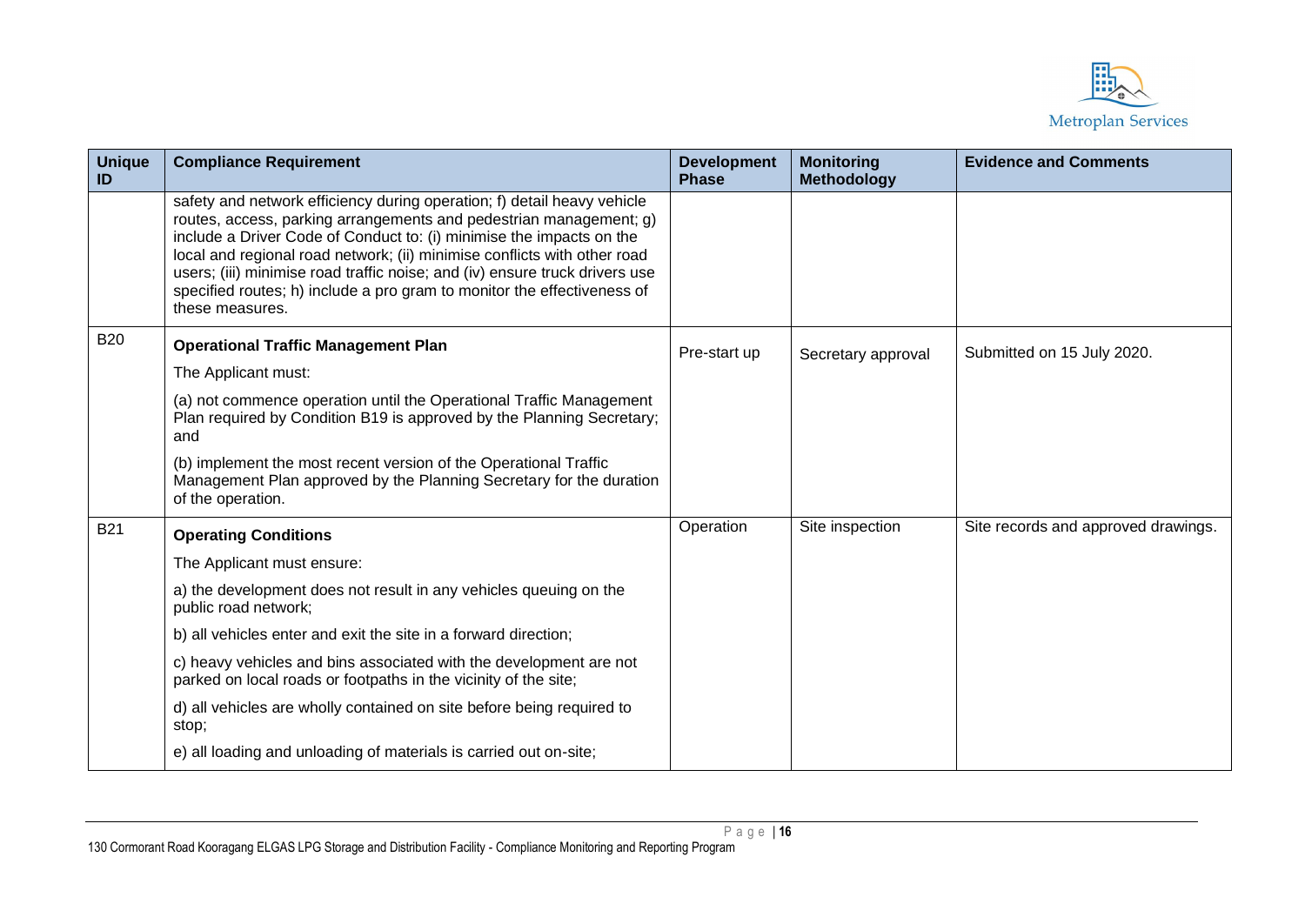| Unique ID | Compliance Requirement | Development Phase | Monitoring Methodology | Evidence and Comments |
|---|---|---|---|---|
| | safety and network efficiency during operation; f) detail heavy vehicle routes, access, parking arrangements and pedestrian management; g) include a Driver Code of Conduct to: (i) minimise the impacts on the local and regional road network; (ii) minimise conflicts with other road users; (iii) minimise road traffic noise; and (iv) ensure truck drivers use specified routes; h) include a pro gram to monitor the effectiveness of these measures. | | | |
| B20 | **Operational Traffic Management Plan**<br><br>The Applicant must:<br><br>(a) not commence operation until the Operational Traffic Management Plan required by Condition B19 is approved by the Planning Secretary; and<br><br>(b) implement the most recent version of the Operational Traffic Management Plan approved by the Planning Secretary for the duration of the operation. | Pre-start up | Secretary approval | Submitted on 15 July 2020. |
| B21 | **Operating Conditions**<br><br>The Applicant must ensure:<br><br>a) the development does not result in any vehicles queuing on the public road network;<br><br>b) all vehicles enter and exit the site in a forward direction;<br><br>c) heavy vehicles and bins associated with the development are not parked on local roads or footpaths in the vicinity of the site;<br><br>d) all vehicles are wholly contained on site before being required to stop;<br><br>e) all loading and unloading of materials is carried out on-site; | Operation | Site inspection | Site records and approved drawings. |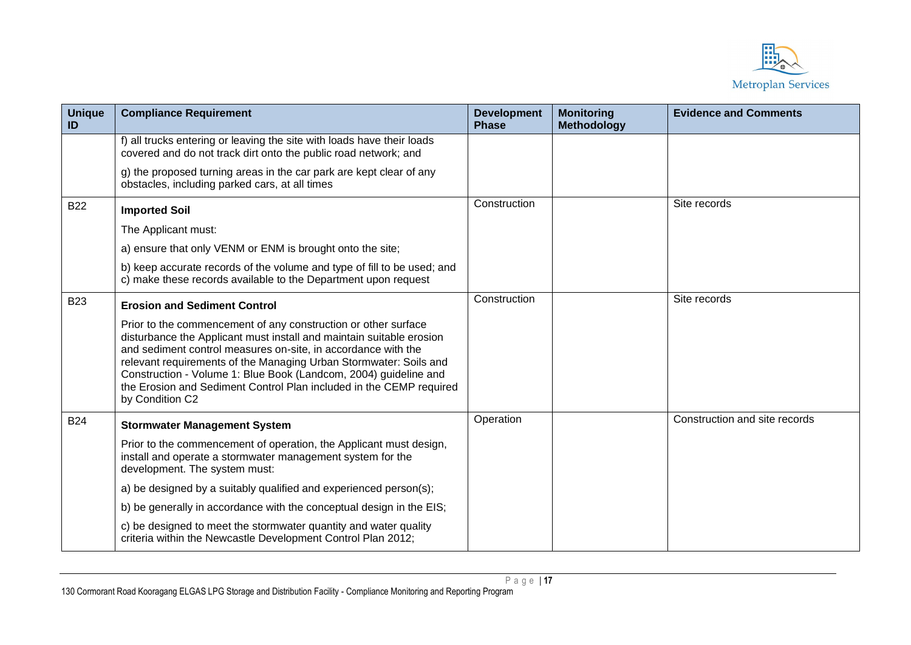| Unique ID | Compliance Requirement | Development Phase | Monitoring Methodology | Evidence and Comments |
|---|---|---|---|---|
| | f) all trucks entering or leaving the site with loads have their loads covered and do not track dirt onto the public road network; and<br><br>g) the proposed turning areas in the car park are kept clear of any obstacles, including parked cars, at all times | | | |
| B22 | **Imported Soil**<br><br>The Applicant must:<br><br>a) ensure that only VENM or ENM is brought onto the site;<br><br>b) keep accurate records of the volume and type of fill to be used; and<br>c) make these records available to the Department upon request | Construction | | Site records |
| B23 | **Erosion and Sediment Control**<br><br>Prior to the commencement of any construction or other surface disturbance the Applicant must install and maintain suitable erosion and sediment control measures on-site, in accordance with the relevant requirements of the Managing Urban Stormwater: Soils and Construction - Volume 1: Blue Book (Landcom, 2004) guideline and the Erosion and Sediment Control Plan included in the CEMP required by Condition C2 | Construction | | Site records |
| B24 | **Stormwater Management System**<br><br>Prior to the commencement of operation, the Applicant must design, install and operate a stormwater management system for the development. The system must:<br><br>a) be designed by a suitably qualified and experienced person(s);<br><br>b) be generally in accordance with the conceptual design in the EIS;<br><br>c) be designed to meet the stormwater quantity and water quality criteria within the Newcastle Development Control Plan 2012; | Operation | | Construction and site records |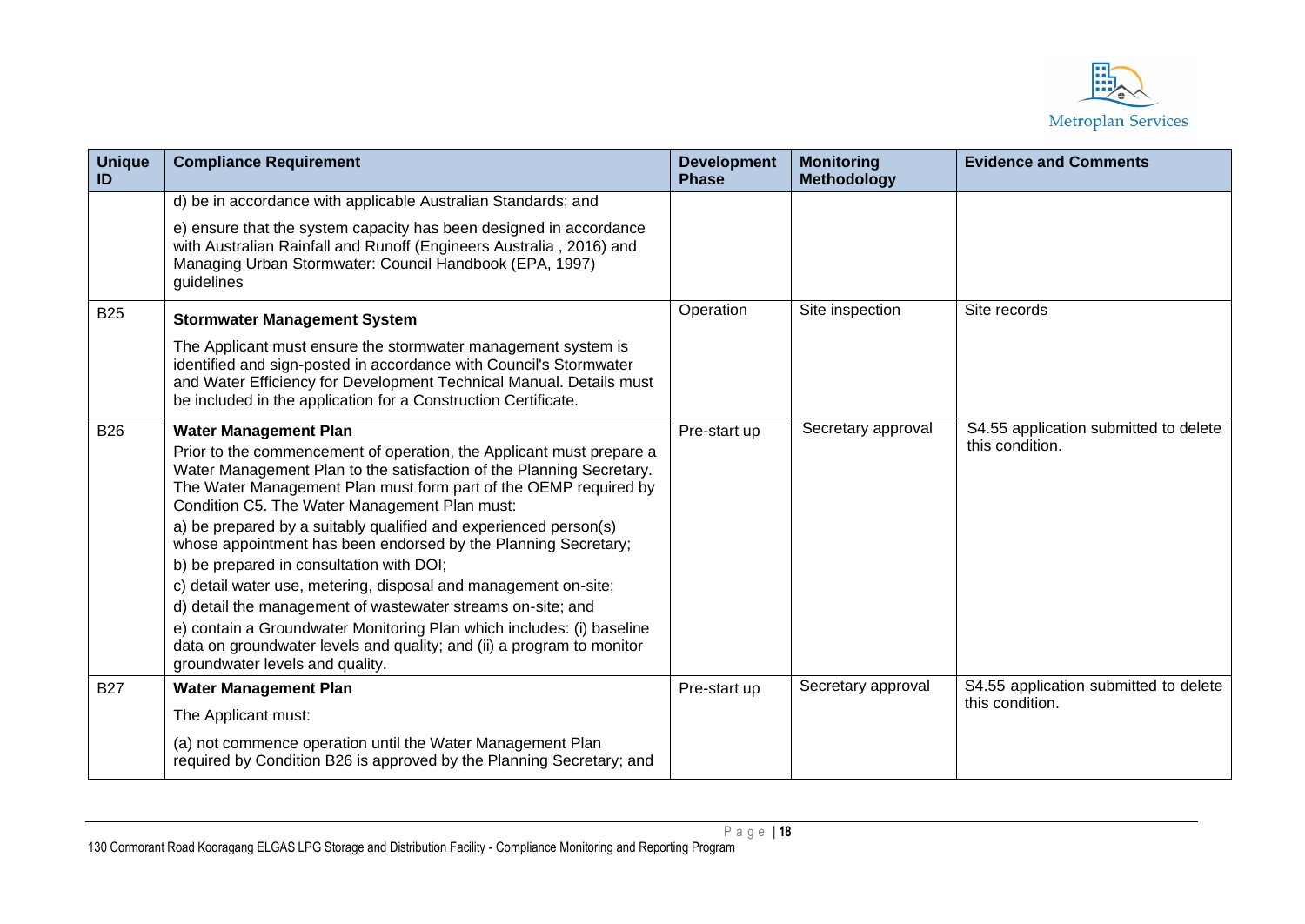| Unique ID | Compliance Requirement | Development Phase | Monitoring Methodology | Evidence and Comments |
|---|---|---|---|---|
| | d) be in accordance with applicable Australian Standards; and<br><br>e) ensure that the system capacity has been designed in accordance with Australian Rainfall and Runoff (Engineers Australia , 2016) and Managing Urban Stormwater: Council Handbook (EPA, 1997) guidelines | | | |
| B25 | **Stormwater Management System**<br><br>The Applicant must ensure the stormwater management system is identified and sign-posted in accordance with Council's Stormwater and Water Efficiency for Development Technical Manual. Details must be included in the application for a Construction Certificate. | Operation | Site inspection | Site records |
| B26 | **Water Management Plan**<br><br>Prior to the commencement of operation, the Applicant must prepare a Water Management Plan to the satisfaction of the Planning Secretary. The Water Management Plan must form part of the OEMP required by Condition C5. The Water Management Plan must:<br><br>a) be prepared by a suitably qualified and experienced person(s) whose appointment has been endorsed by the Planning Secretary;<br><br>b) be prepared in consultation with DOI;<br><br>c) detail water use, metering, disposal and management on-site;<br><br>d) detail the management of wastewater streams on-site; and<br><br>e) contain a Groundwater Monitoring Plan which includes: (i) baseline data on groundwater levels and quality; and (ii) a program to monitor groundwater levels and quality. | Pre-start up | Secretary approval | S4.55 application submitted to delete this condition. |
| B27 | **Water Management Plan**<br><br>The Applicant must:<br><br>(a) not commence operation until the Water Management Plan required by Condition B26 is approved by the Planning Secretary; and | Pre-start up | Secretary approval | S4.55 application submitted to delete this condition. |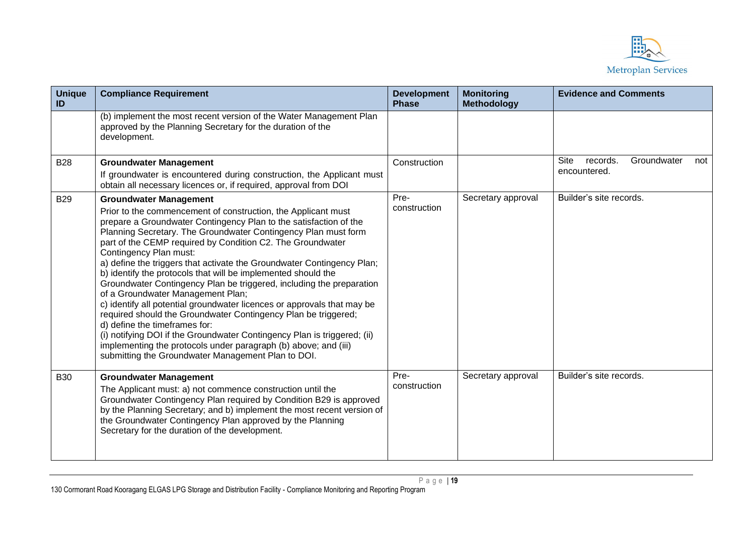| Unique ID | Compliance Requirement | Development Phase | Monitoring Methodology | Evidence and Comments |
|---|---|---|---|---|
| | (b) implement the most recent version of the Water Management Plan approved by the Planning Secretary for the duration of the development. | | | |
| B28 | **Groundwater Management**<br>If groundwater is encountered during construction, the Applicant must obtain all necessary licences or, if required, approval from DOI | Construction | | Site records. Groundwater not encountered. |
| B29 | **Groundwater Management**<br>Prior to the commencement of construction, the Applicant must prepare a Groundwater Contingency Plan to the satisfaction of the Planning Secretary. The Groundwater Contingency Plan must form part of the CEMP required by Condition C2. The Groundwater Contingency Plan must:<br>a) define the triggers that activate the Groundwater Contingency Plan;<br>b) identify the protocols that will be implemented should the Groundwater Contingency Plan be triggered, including the preparation of a Groundwater Management Plan;<br>c) identify all potential groundwater licences or approvals that may be required should the Groundwater Contingency Plan be triggered;<br>d) define the timeframes for:<br>(i) notifying DOI if the Groundwater Contingency Plan is triggered; (ii) implementing the protocols under paragraph (b) above; and (iii) submitting the Groundwater Management Plan to DOI. | Pre-construction | Secretary approval | Builder's site records. |
| B30 | **Groundwater Management**<br>The Applicant must: a) not commence construction until the Groundwater Contingency Plan required by Condition B29 is approved by the Planning Secretary; and b) implement the most recent version of the Groundwater Contingency Plan approved by the Planning Secretary for the duration of the development. | Pre-construction | Secretary approval | Builder's site records. |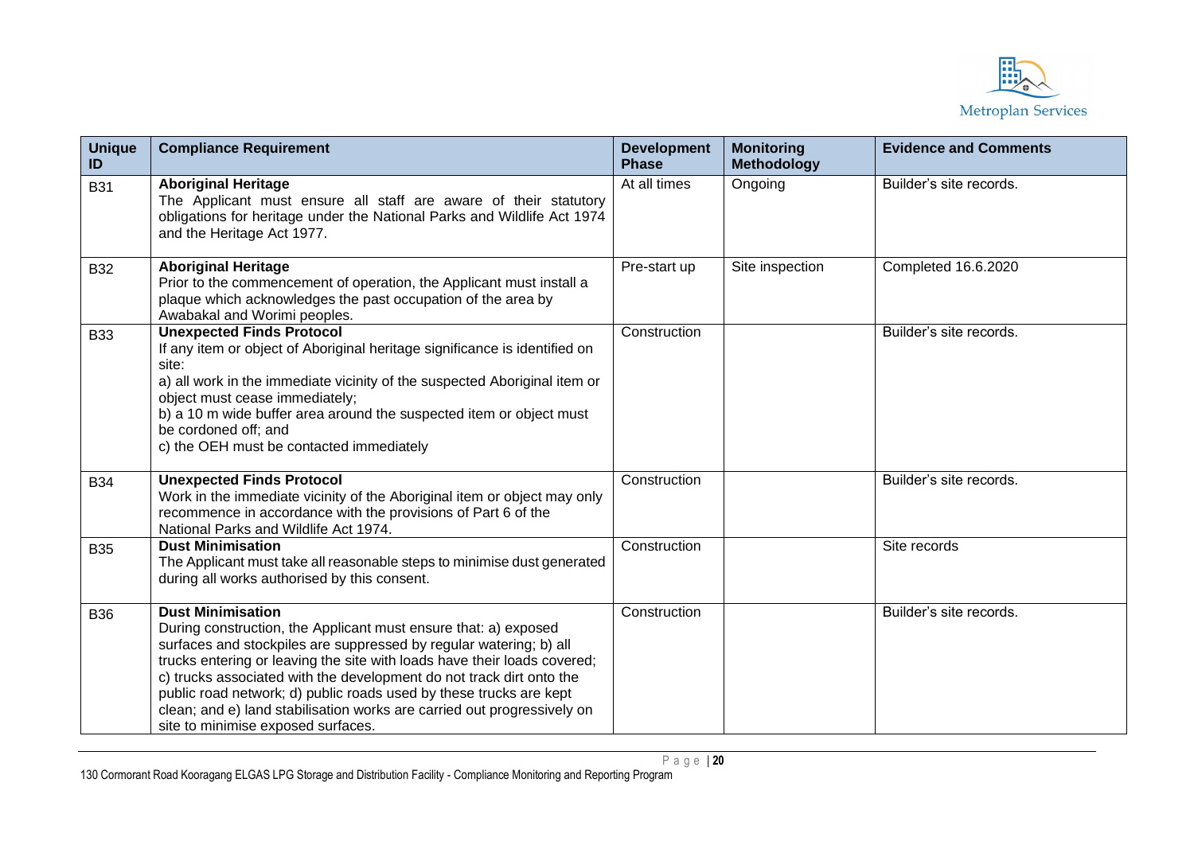| Unique ID | Compliance Requirement | Development Phase | Monitoring Methodology | Evidence and Comments |
|---|---|---|---|---|
| B31 | **Aboriginal Heritage**<br>The Applicant must ensure all staff are aware of their statutory obligations for heritage under the National Parks and Wildlife Act 1974 and the Heritage Act 1977. | At all times | Ongoing | Builder's site records. |
| B32 | **Aboriginal Heritage**<br>Prior to the commencement of operation, the Applicant must install a plaque which acknowledges the past occupation of the area by Awabakal and Worimi peoples. | Pre-start up | Site inspection | Completed 16.6.2020 |
| B33 | **Unexpected Finds Protocol**<br>If any item or object of Aboriginal heritage significance is identified on site:<br>a) all work in the immediate vicinity of the suspected Aboriginal item or object must cease immediately;<br>b) a 10 m wide buffer area around the suspected item or object must be cordoned off; and<br>c) the OEH must be contacted immediately | Construction | | Builder's site records. |
| B34 | **Unexpected Finds Protocol**<br>Work in the immediate vicinity of the Aboriginal item or object may only recommence in accordance with the provisions of Part 6 of the National Parks and Wildlife Act 1974. | Construction | | Builder's site records. |
| B35 | **Dust Minimisation**<br>The Applicant must take all reasonable steps to minimise dust generated during all works authorised by this consent. | Construction | | Site records |
| B36 | **Dust Minimisation**<br>During construction, the Applicant must ensure that: a) exposed surfaces and stockpiles are suppressed by regular watering; b) all trucks entering or leaving the site with loads have their loads covered; c) trucks associated with the development do not track dirt onto the public road network; d) public roads used by these trucks are kept clean; and e) land stabilisation works are carried out progressively on site to minimise exposed surfaces. | Construction | | Builder's site records. |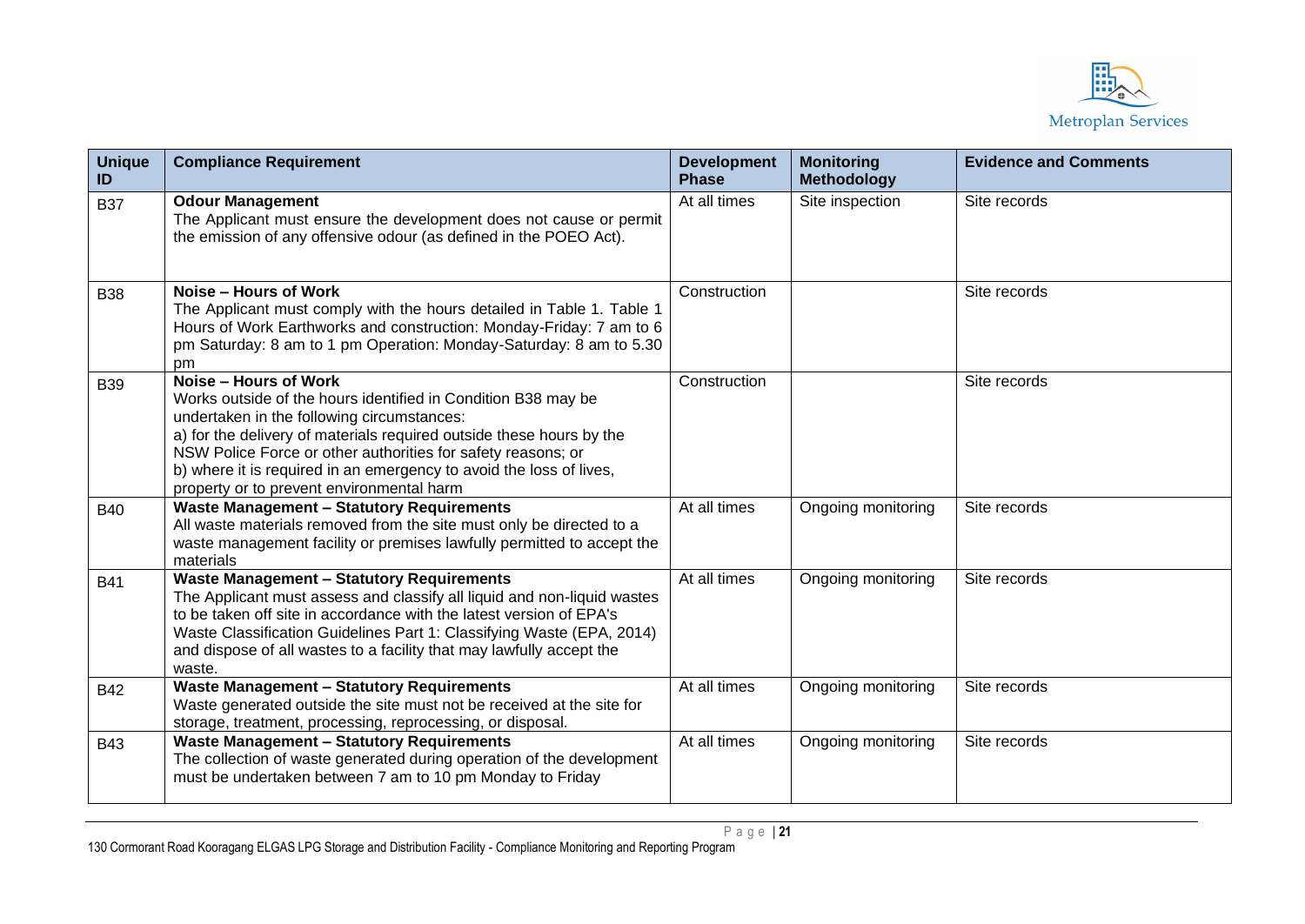| Unique ID | Compliance Requirement | Development Phase | Monitoring Methodology | Evidence and Comments |
|---|---|---|---|---|
| B37 | **Odour Management**<br>The Applicant must ensure the development does not cause or permit the emission of any offensive odour (as defined in the POEO Act). | At all times | Site inspection | Site records |
| B38 | **Noise – Hours of Work**<br>The Applicant must comply with the hours detailed in Table 1. Table 1 Hours of Work Earthworks and construction: Monday-Friday: 7 am to 6 pm Saturday: 8 am to 1 pm Operation: Monday-Saturday: 8 am to 5.30 pm | Construction | | Site records |
| B39 | **Noise – Hours of Work**<br>Works outside of the hours identified in Condition B38 may be undertaken in the following circumstances:<br>a) for the delivery of materials required outside these hours by the NSW Police Force or other authorities for safety reasons; or<br>b) where it is required in an emergency to avoid the loss of lives, property or to prevent environmental harm | Construction | | Site records |
| B40 | **Waste Management – Statutory Requirements**<br>All waste materials removed from the site must only be directed to a waste management facility or premises lawfully permitted to accept the materials | At all times | Ongoing monitoring | Site records |
| B41 | **Waste Management – Statutory Requirements**<br>The Applicant must assess and classify all liquid and non-liquid wastes to be taken off site in accordance with the latest version of EPA's Waste Classification Guidelines Part 1: Classifying Waste (EPA, 2014) and dispose of all wastes to a facility that may lawfully accept the waste. | At all times | Ongoing monitoring | Site records |
| B42 | **Waste Management – Statutory Requirements**<br>Waste generated outside the site must not be received at the site for storage, treatment, processing, reprocessing, or disposal. | At all times | Ongoing monitoring | Site records |
| B43 | **Waste Management – Statutory Requirements**<br>The collection of waste generated during operation of the development must be undertaken between 7 am to 10 pm Monday to Friday | At all times | Ongoing monitoring | Site records |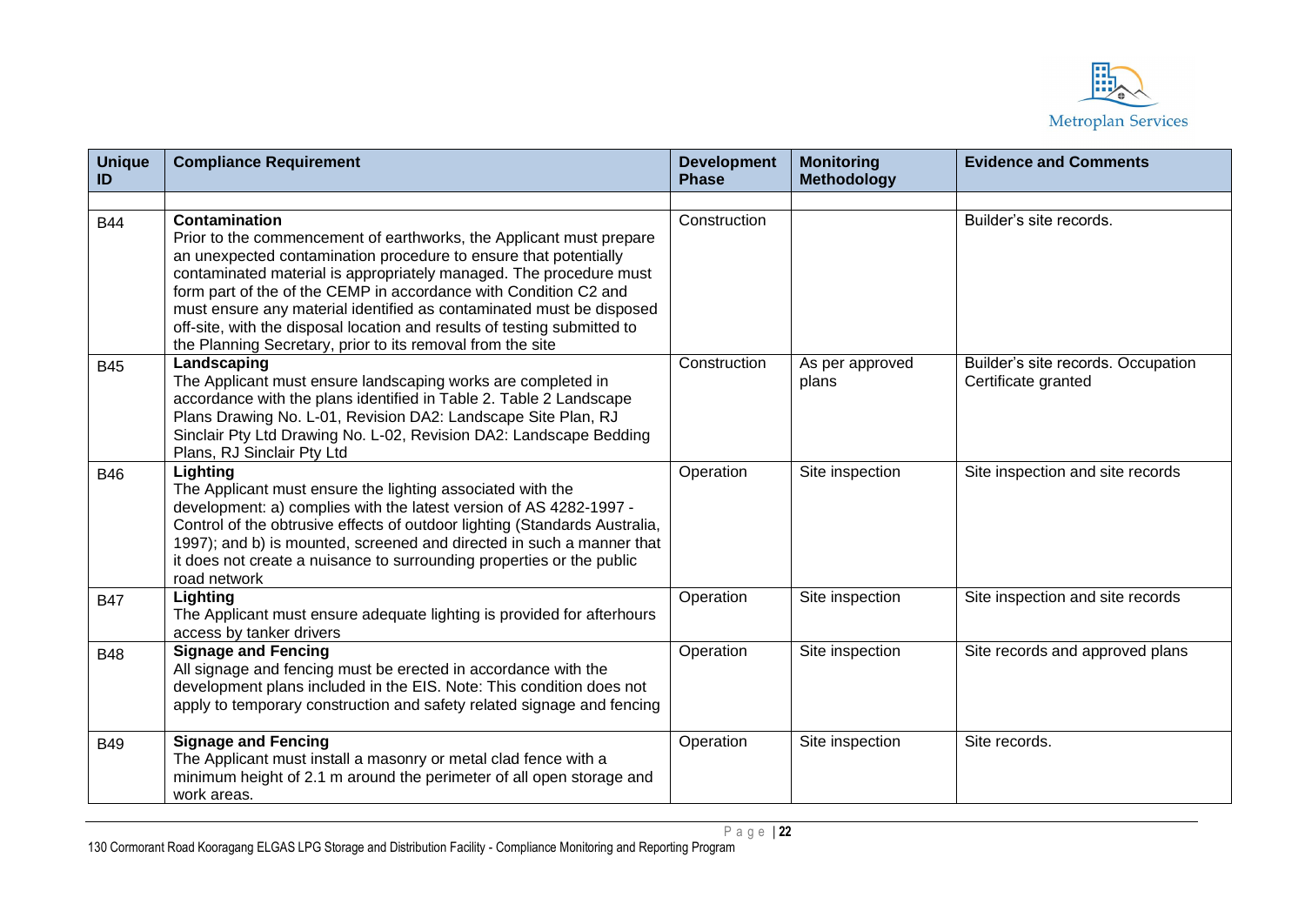| Unique ID | Compliance Requirement | Development Phase | Monitoring Methodology | Evidence and Comments |
|---|---|---|---|---|
| | | | | |
| B44 | **Contamination** Prior to the commencement of earthworks, the Applicant must prepare an unexpected contamination procedure to ensure that potentially contaminated material is appropriately managed. The procedure must form part of the of the CEMP in accordance with Condition C2 and must ensure any material identified as contaminated must be disposed off-site, with the disposal location and results of testing submitted to the Planning Secretary, prior to its removal from the site | Construction | | Builder's site records. |
| B45 | **Landscaping** The Applicant must ensure landscaping works are completed in accordance with the plans identified in Table 2. Table 2 Landscape Plans Drawing No. L-01, Revision DA2: Landscape Site Plan, RJ Sinclair Pty Ltd Drawing No. L-02, Revision DA2: Landscape Bedding Plans, RJ Sinclair Pty Ltd | Construction | As per approved plans | Builder's site records. Occupation Certificate granted |
| B46 | **Lighting** The Applicant must ensure the lighting associated with the development: a) complies with the latest version of AS 4282-1997 - Control of the obtrusive effects of outdoor lighting (Standards Australia, 1997); and b) is mounted, screened and directed in such a manner that it does not create a nuisance to surrounding properties or the public road network | Operation | Site inspection | Site inspection and site records |
| B47 | **Lighting** The Applicant must ensure adequate lighting is provided for afterhours access by tanker drivers | Operation | Site inspection | Site inspection and site records |
| B48 | **Signage and Fencing** All signage and fencing must be erected in accordance with the development plans included in the EIS. Note: This condition does not apply to temporary construction and safety related signage and fencing | Operation | Site inspection | Site records and approved plans |
| B49 | **Signage and Fencing** The Applicant must install a masonry or metal clad fence with a minimum height of 2.1 m around the perimeter of all open storage and work areas. | Operation | Site inspection | Site records. |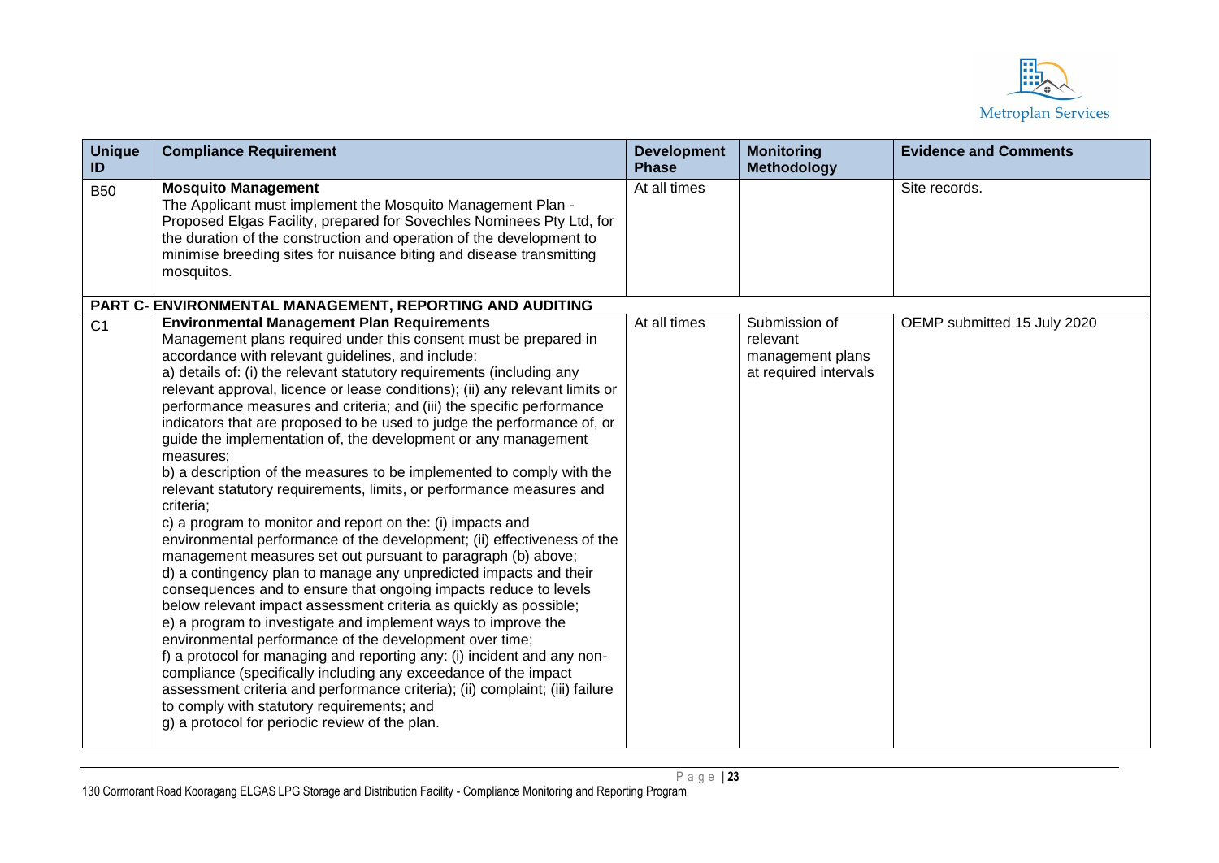| Unique ID | Compliance Requirement | Development Phase | Monitoring Methodology | Evidence and Comments |
|---|---|---|---|---|
| B50 | **Mosquito Management**<br>The Applicant must implement the Mosquito Management Plan - Proposed Elgas Facility, prepared for Sovechles Nominees Pty Ltd, for the duration of the construction and operation of the development to minimise breeding sites for nuisance biting and disease transmitting mosquitos. | At all times | | Site records. |
| **PART C- ENVIRONMENTAL MANAGEMENT, REPORTING AND AUDITING** | | | | |
| C1 | **Environmental Management Plan Requirements**<br>Management plans required under this consent must be prepared in accordance with relevant guidelines, and include:<br>a) details of: (i) the relevant statutory requirements (including any relevant approval, licence or lease conditions); (ii) any relevant limits or performance measures and criteria; and (iii) the specific performance indicators that are proposed to be used to judge the performance of, or guide the implementation of, the development or any management measures;<br>b) a description of the measures to be implemented to comply with the relevant statutory requirements, limits, or performance measures and criteria;<br>c) a program to monitor and report on the: (i) impacts and environmental performance of the development; (ii) effectiveness of the management measures set out pursuant to paragraph (b) above;<br>d) a contingency plan to manage any unpredicted impacts and their consequences and to ensure that ongoing impacts reduce to levels below relevant impact assessment criteria as quickly as possible;<br>e) a program to investigate and implement ways to improve the environmental performance of the development over time;<br>f) a protocol for managing and reporting any: (i) incident and any non-compliance (specifically including any exceedance of the impact assessment criteria and performance criteria); (ii) complaint; (iii) failure to comply with statutory requirements; and<br>g) a protocol for periodic review of the plan. | At all times | Submission of relevant management plans at required intervals | OEMP submitted 15 July 2020 |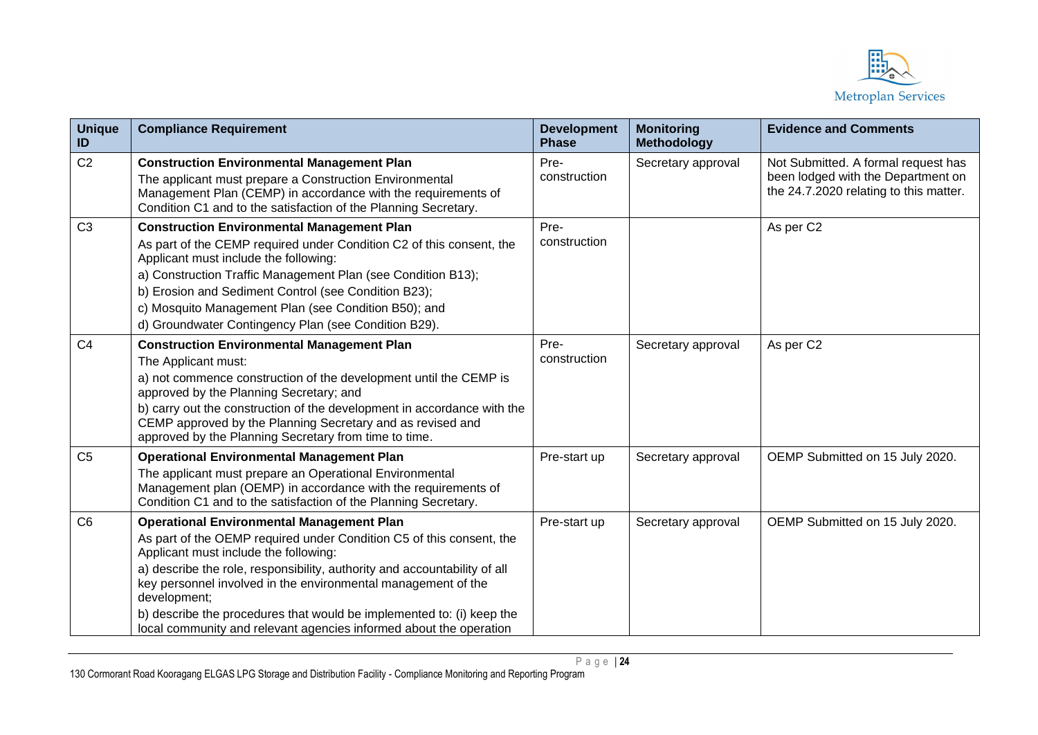| Unique ID | Compliance Requirement | Development Phase | Monitoring Methodology | Evidence and Comments |
|---|---|---|---|---|
| C2 | **Construction Environmental Management Plan**<br>The applicant must prepare a Construction Environmental Management Plan (CEMP) in accordance with the requirements of Condition C1 and to the satisfaction of the Planning Secretary. | Pre-construction | Secretary approval | Not Submitted. A formal request has been lodged with the Department on the 24.7.2020 relating to this matter. |
| C3 | **Construction Environmental Management Plan**<br>As part of the CEMP required under Condition C2 of this consent, the Applicant must include the following:<br>a) Construction Traffic Management Plan (see Condition B13);<br>b) Erosion and Sediment Control (see Condition B23);<br>c) Mosquito Management Plan (see Condition B50); and<br>d) Groundwater Contingency Plan (see Condition B29). | Pre-construction | | As per C2 |
| C4 | **Construction Environmental Management Plan**<br>The Applicant must:<br>a) not commence construction of the development until the CEMP is approved by the Planning Secretary; and<br>b) carry out the construction of the development in accordance with the CEMP approved by the Planning Secretary and as revised and approved by the Planning Secretary from time to time. | Pre-construction | Secretary approval | As per C2 |
| C5 | **Operational Environmental Management Plan**<br>The applicant must prepare an Operational Environmental Management plan (OEMP) in accordance with the requirements of Condition C1 and to the satisfaction of the Planning Secretary. | Pre-start up | Secretary approval | OEMP Submitted on 15 July 2020. |
| C6 | **Operational Environmental Management Plan**<br>As part of the OEMP required under Condition C5 of this consent, the Applicant must include the following:<br>a) describe the role, responsibility, authority and accountability of all key personnel involved in the environmental management of the development;<br>b) describe the procedures that would be implemented to: (i) keep the local community and relevant agencies informed about the operation | Pre-start up | Secretary approval | OEMP Submitted on 15 July 2020. |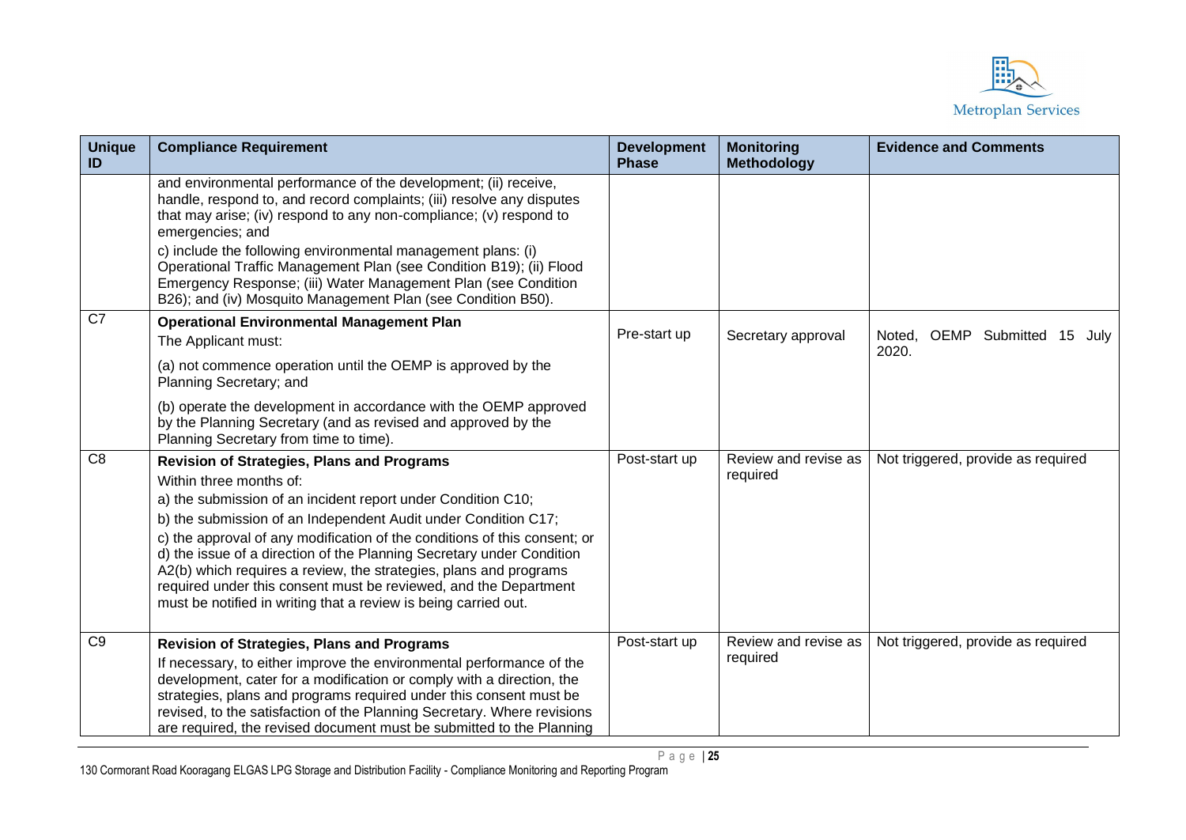| Unique ID | Compliance Requirement | Development Phase | Monitoring Methodology | Evidence and Comments |
|---|---|---|---|---|
| | and environmental performance of the development; (ii) receive, handle, respond to, and record complaints; (iii) resolve any disputes that may arise; (iv) respond to any non-compliance; (v) respond to emergencies; and<br>c) include the following environmental management plans: (i) Operational Traffic Management Plan (see Condition B19); (ii) Flood Emergency Response; (iii) Water Management Plan (see Condition B26); and (iv) Mosquito Management Plan (see Condition B50). | | | |
| C7 | **Operational Environmental Management Plan**<br>The Applicant must:<br>(a) not commence operation until the OEMP is approved by the Planning Secretary; and<br>(b) operate the development in accordance with the OEMP approved by the Planning Secretary (and as revised and approved by the Planning Secretary from time to time). | Pre-start up | Secretary approval | Noted, OEMP Submitted 15 July 2020. |
| C8 | **Revision of Strategies, Plans and Programs**<br>Within three months of:<br>a) the submission of an incident report under Condition C10;<br>b) the submission of an Independent Audit under Condition C17;<br>c) the approval of any modification of the conditions of this consent; or d) the issue of a direction of the Planning Secretary under Condition A2(b) which requires a review, the strategies, plans and programs required under this consent must be reviewed, and the Department must be notified in writing that a review is being carried out. | Post-start up | Review and revise as required | Not triggered, provide as required |
| C9 | **Revision of Strategies, Plans and Programs**<br>If necessary, to either improve the environmental performance of the development, cater for a modification or comply with a direction, the strategies, plans and programs required under this consent must be revised, to the satisfaction of the Planning Secretary. Where revisions are required, the revised document must be submitted to the Planning | Post-start up | Review and revise as required | Not triggered, provide as required |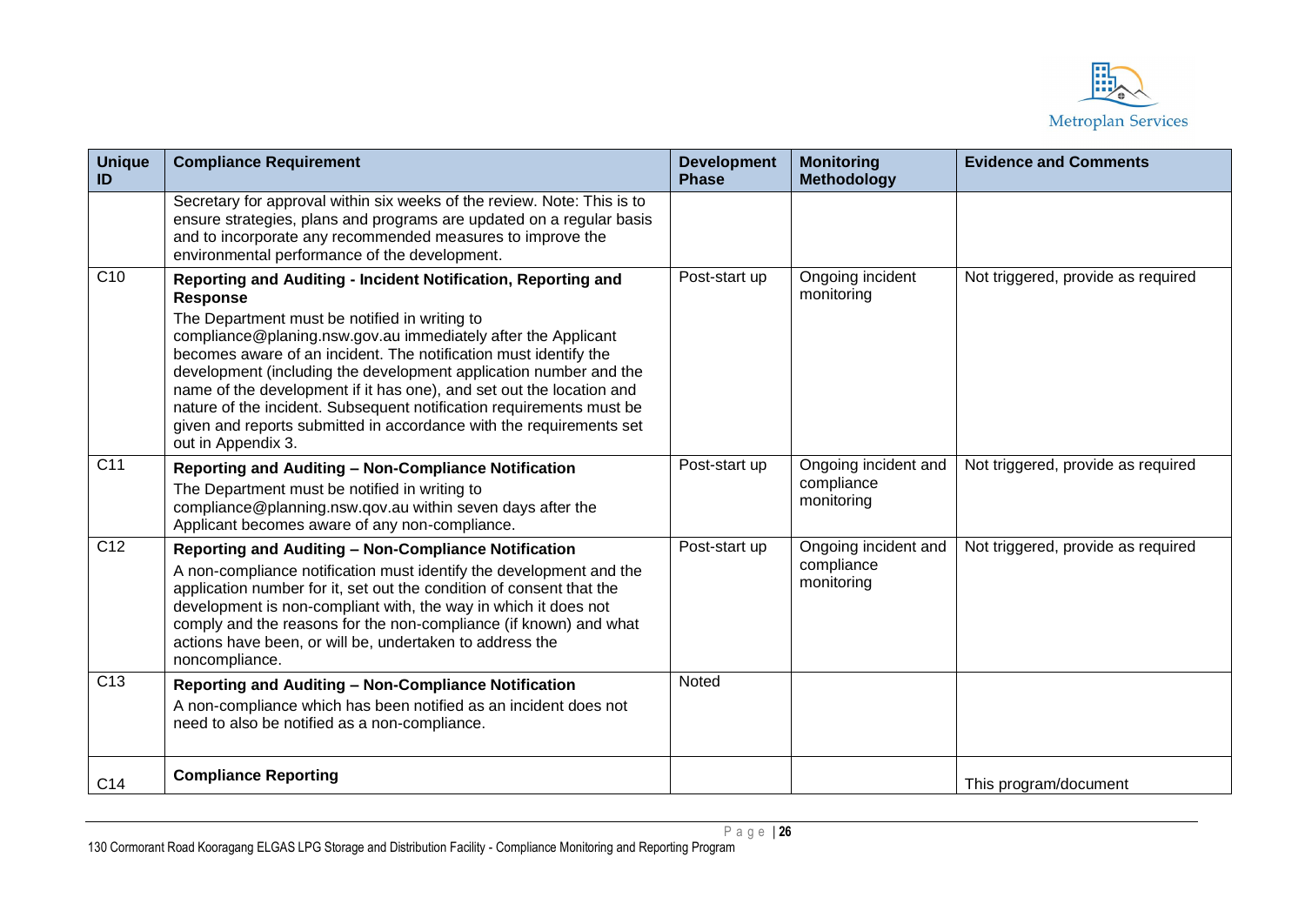| Unique ID | Compliance Requirement | Development Phase | Monitoring Methodology | Evidence and Comments |
|---|---|---|---|---|
| | Secretary for approval within six weeks of the review. Note: This is to ensure strategies, plans and programs are updated on a regular basis and to incorporate any recommended measures to improve the environmental performance of the development. | | | |
| C10 | **Reporting and Auditing - Incident Notification, Reporting and Response**<br>The Department must be notified in writing to compliance@planing.nsw.gov.au immediately after the Applicant becomes aware of an incident. The notification must identify the development (including the development application number and the name of the development if it has one), and set out the location and nature of the incident. Subsequent notification requirements must be given and reports submitted in accordance with the requirements set out in Appendix 3. | Post-start up | Ongoing incident monitoring | Not triggered, provide as required |
| C11 | **Reporting and Auditing – Non-Compliance Notification**<br>The Department must be notified in writing to compliance@planning.nsw.qov.au within seven days after the Applicant becomes aware of any non-compliance. | Post-start up | Ongoing incident and compliance monitoring | Not triggered, provide as required |
| C12 | **Reporting and Auditing – Non-Compliance Notification**<br>A non-compliance notification must identify the development and the application number for it, set out the condition of consent that the development is non-compliant with, the way in which it does not comply and the reasons for the non-compliance (if known) and what actions have been, or will be, undertaken to address the noncompliance. | Post-start up | Ongoing incident and compliance monitoring | Not triggered, provide as required |
| C13 | **Reporting and Auditing – Non-Compliance Notification**<br>A non-compliance which has been notified as an incident does not need to also be notified as a non-compliance. | Noted | | |
| C14 | **Compliance Reporting** | | | This program/document |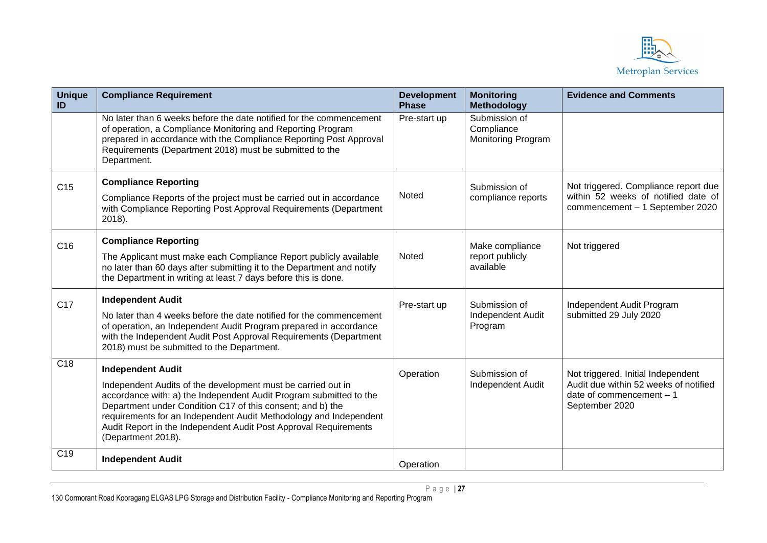| Unique ID | Compliance Requirement | Development Phase | Monitoring Methodology | Evidence and Comments |
|---|---|---|---|---|
| | No later than 6 weeks before the date notified for the commencement of operation, a Compliance Monitoring and Reporting Program prepared in accordance with the Compliance Reporting Post Approval Requirements (Department 2018) must be submitted to the Department. | Pre-start up | Submission of Compliance Monitoring Program | |
| C15 | **Compliance Reporting** Compliance Reports of the project must be carried out in accordance with Compliance Reporting Post Approval Requirements (Department 2018). | Noted | Submission of compliance reports | Not triggered. Compliance report due within 52 weeks of notified date of commencement – 1 September 2020 |
| C16 | **Compliance Reporting** The Applicant must make each Compliance Report publicly available no later than 60 days after submitting it to the Department and notify the Department in writing at least 7 days before this is done. | Noted | Make compliance report publicly available | Not triggered |
| C17 | **Independent Audit** No later than 4 weeks before the date notified for the commencement of operation, an Independent Audit Program prepared in accordance with the Independent Audit Post Approval Requirements (Department 2018) must be submitted to the Department. | Pre-start up | Submission of Independent Audit Program | Independent Audit Program submitted 29 July 2020 |
| C18 | **Independent Audit** Independent Audits of the development must be carried out in accordance with: a) the Independent Audit Program submitted to the Department under Condition C17 of this consent; and b) the requirements for an Independent Audit Methodology and Independent Audit Report in the Independent Audit Post Approval Requirements (Department 2018). | Operation | Submission of Independent Audit | Not triggered. Initial Independent Audit due within 52 weeks of notified date of commencement – 1 September 2020 |
| C19 | **Independent Audit** | Operation | | |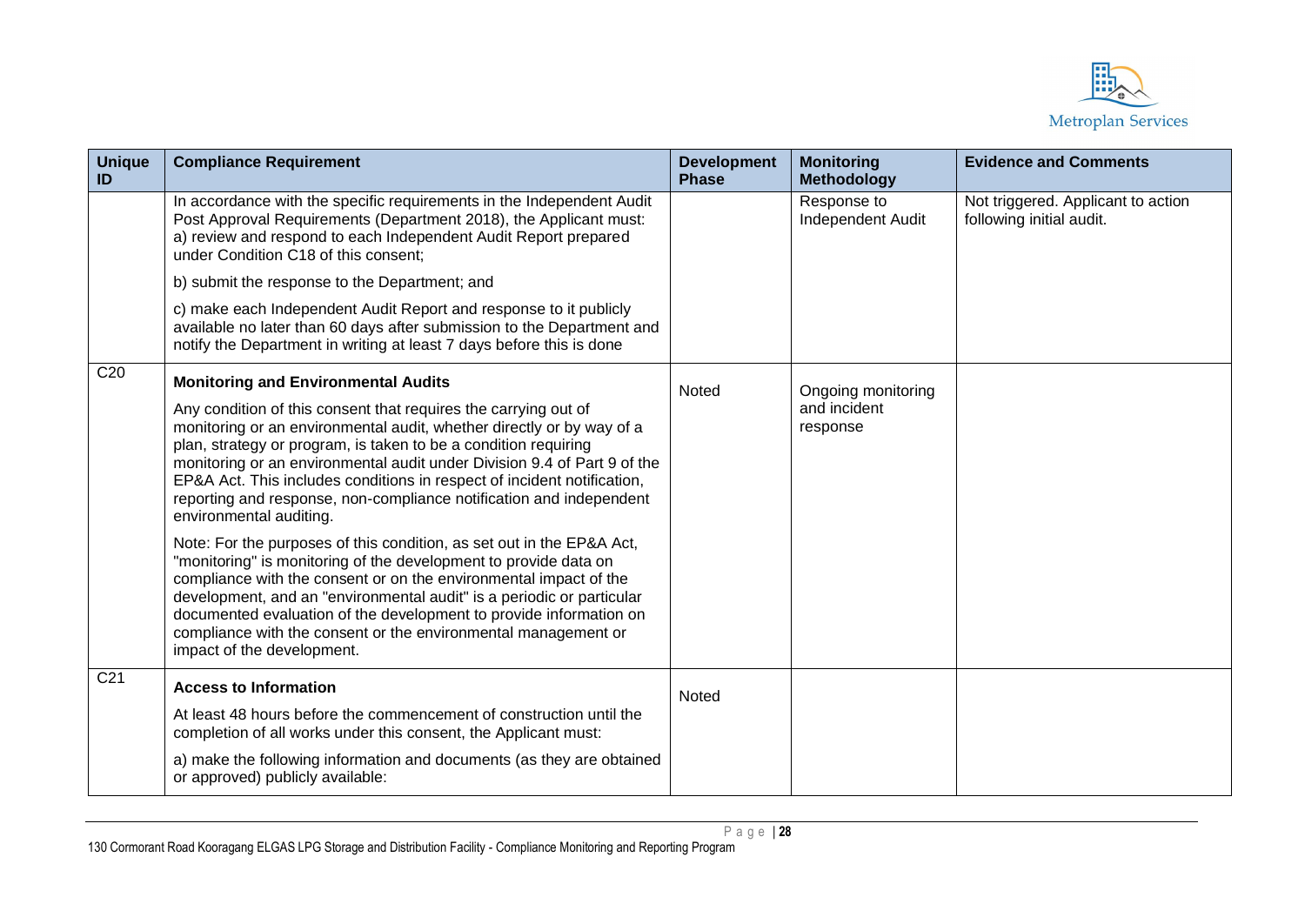| Unique ID | Compliance Requirement | Development Phase | Monitoring Methodology | Evidence and Comments |
|---|---|---|---|---|
| | In accordance with the specific requirements in the Independent Audit Post Approval Requirements (Department 2018), the Applicant must:<br>a) review and respond to each Independent Audit Report prepared under Condition C18 of this consent;<br>b) submit the response to the Department; and<br>c) make each Independent Audit Report and response to it publicly available no later than 60 days after submission to the Department and notify the Department in writing at least 7 days before this is done | | Response to Independent Audit | Not triggered. Applicant to action following initial audit. |
| C20 | **Monitoring and Environmental Audits**<br>Any condition of this consent that requires the carrying out of monitoring or an environmental audit, whether directly or by way of a plan, strategy or program, is taken to be a condition requiring monitoring or an environmental audit under Division 9.4 of Part 9 of the EP&A Act. This includes conditions in respect of incident notification, reporting and response, non-compliance notification and independent environmental auditing.<br>Note: For the purposes of this condition, as set out in the EP&A Act, "monitoring" is monitoring of the development to provide data on compliance with the consent or on the environmental impact of the development, and an "environmental audit" is a periodic or particular documented evaluation of the development to provide information on compliance with the consent or the environmental management or impact of the development. | Noted | Ongoing monitoring and incident response | |
| C21 | **Access to Information**<br>At least 48 hours before the commencement of construction until the completion of all works under this consent, the Applicant must:<br>a) make the following information and documents (as they are obtained or approved) publicly available: | Noted | | |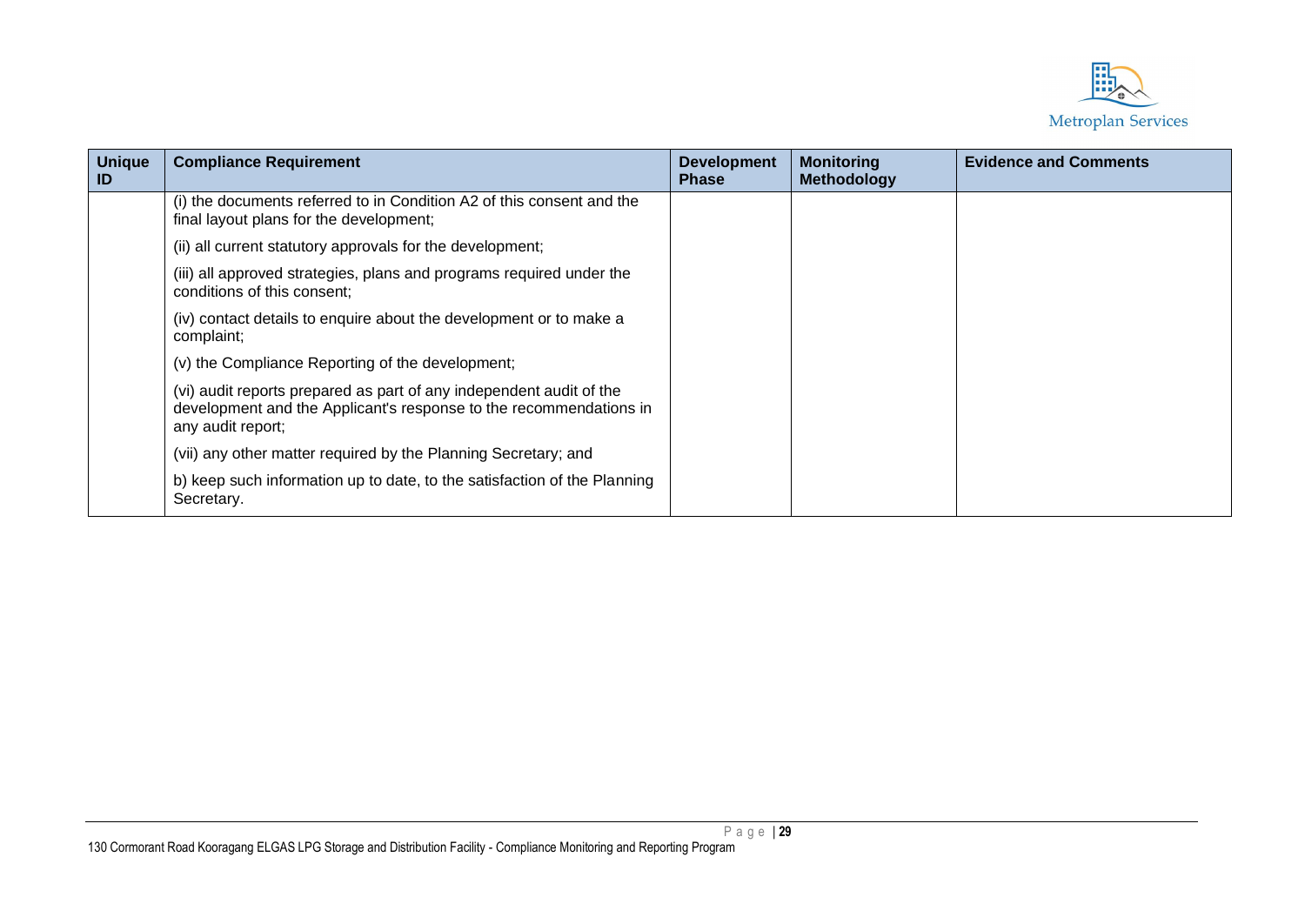| Unique ID | Compliance Requirement | Development Phase | Monitoring Methodology | Evidence and Comments |
|---|---|---|---|---|
| | (i) the documents referred to in Condition A2 of this consent and the final layout plans for the development; | | | |
| | (ii) all current statutory approvals for the development; | | | |
| | (iii) all approved strategies, plans and programs required under the conditions of this consent; | | | |
| | (iv) contact details to enquire about the development or to make a complaint; | | | |
| | (v) the Compliance Reporting of the development; | | | |
| | (vi) audit reports prepared as part of any independent audit of the development and the Applicant's response to the recommendations in any audit report; | | | |
| | (vii) any other matter required by the Planning Secretary; and | | | |
| | b) keep such information up to date, to the satisfaction of the Planning Secretary. | | | |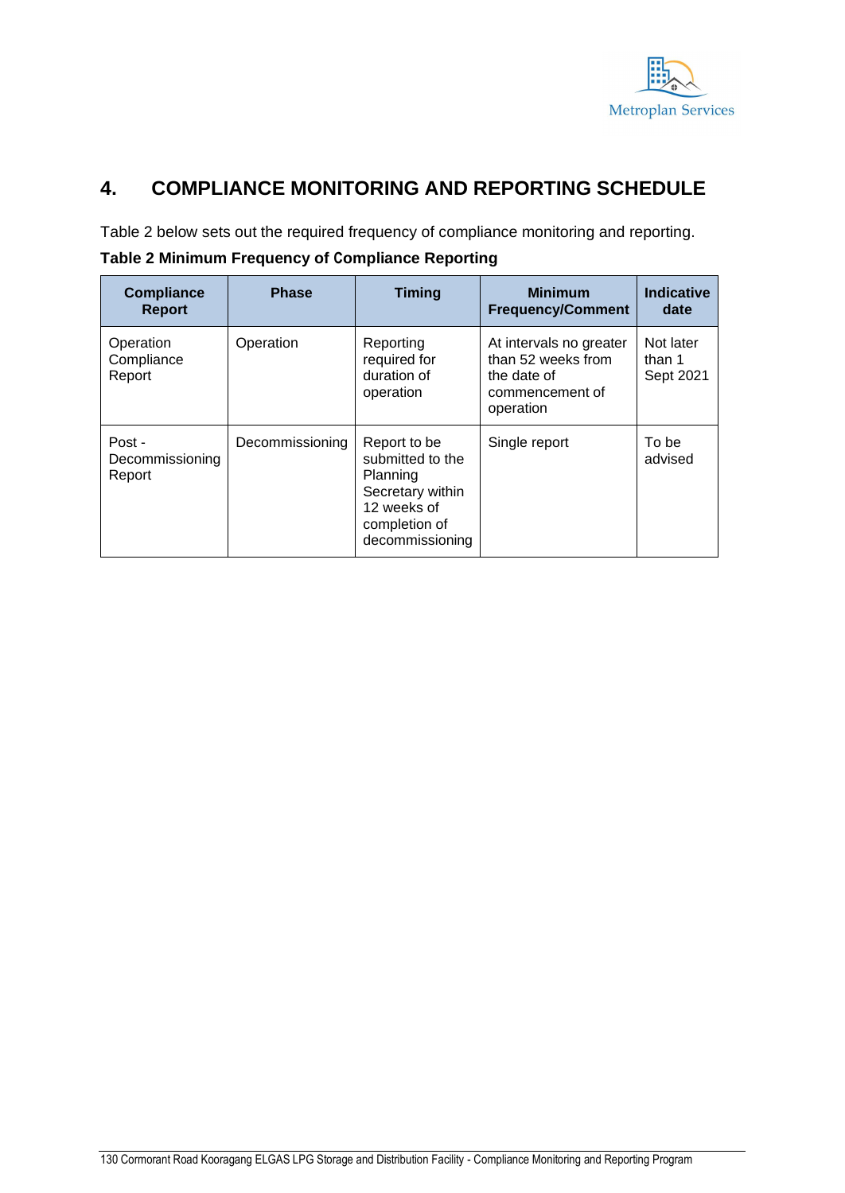## 4. COMPLIANCE MONITORING AND REPORTING SCHEDULE

Table 2 below sets out the required frequency of compliance monitoring and reporting.

**Table 2 Minimum Frequency of Compliance Reporting**

| Compliance Report | Phase | Timing | Minimum Frequency/Comment | Indicative date |
|---|---|---|---|---|
| Operation Compliance Report | Operation | Reporting required for duration of operation | At intervals no greater than 52 weeks from the date of commencement of operation | Not later than 1 Sept 2021 |
| Post - Decommissioning Report | Decommissioning | Report to be submitted to the Planning Secretary within 12 weeks of completion of decommissioning | Single report | To be advised |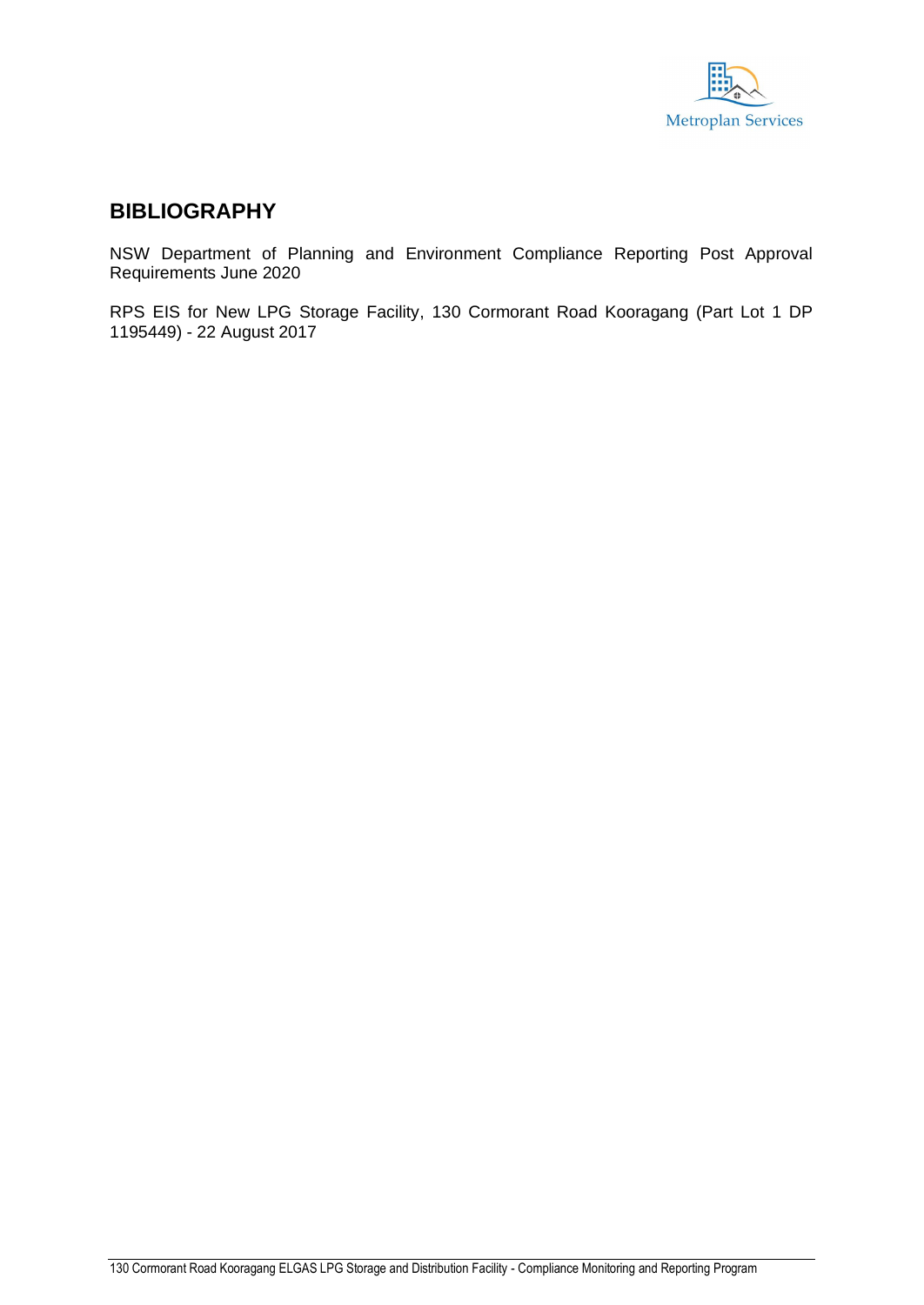## BIBLIOGRAPHY

NSW Department of Planning and Environment Compliance Reporting Post Approval Requirements June 2020

RPS EIS for New LPG Storage Facility, 130 Cormorant Road Kooragang (Part Lot 1 DP 1195449) - 22 August 2017